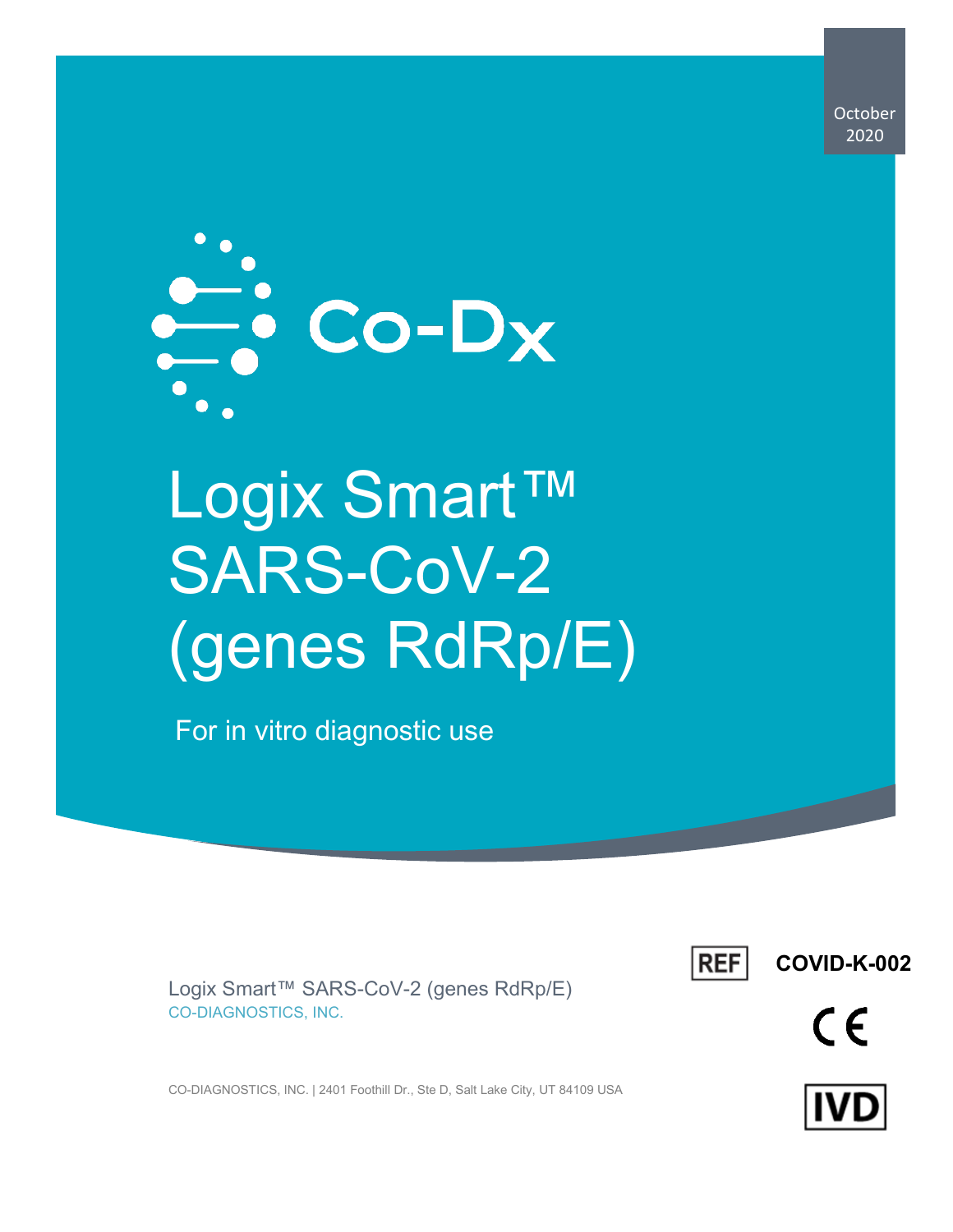October 2020

Co-Dx

# Logix Smart™ SARS-CoV-2 (genes RdRp/E)

For in vitro diagnostic use

REF **COVID-K-002**

Logix Smart™ SARS-CoV-2 (genes RdRp/E)
CO-DIAGNOSTICS, INC.

CE

CO-DIAGNOSTICS, INC. | 2401 Foothill Dr., Ste D, Salt Lake City, UT 84109 USA

IVD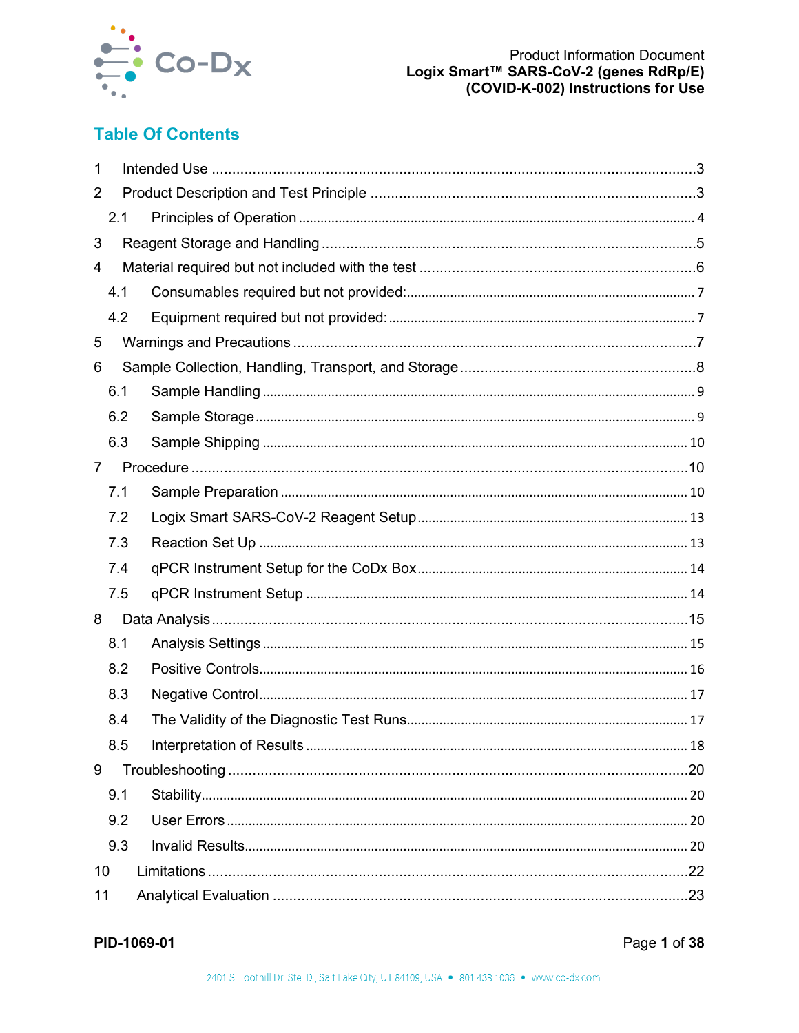## Table Of Contents

1 Intended Use ....................................................................................................................3

2 Product Description and Test Principle ...........................................................................3

2.1 Principles of Operation ............................................................................................... 4

3 Reagent Storage and Handling .......................................................................................5

4 Material required but not included with the test ..............................................................6

4.1 Consumables required but not provided:.................................................................... 7

4.2 Equipment required but not provided: ........................................................................ 7

5 Warnings and Precautions ...............................................................................................7

6 Sample Collection, Handling, Transport, and Storage .....................................................8

6.1 Sample Handling ........................................................................................................ 9

6.2 Sample Storage.......................................................................................................... 9

6.3 Sample Shipping ...................................................................................................... 10

7 Procedure .....................................................................................................................10

7.1 Sample Preparation .................................................................................................. 10

7.2 Logix Smart SARS-CoV-2 Reagent Setup ................................................................ 13

7.3 Reaction Set Up ....................................................................................................... 13

7.4 qPCR Instrument Setup for the CoDx Box ................................................................ 14

7.5 qPCR Instrument Setup ............................................................................................ 14

8 Data Analysis.................................................................................................................15

8.1 Analysis Settings ...................................................................................................... 15

8.2 Positive Controls....................................................................................................... 16

8.3 Negative Control....................................................................................................... 17

8.4 The Validity of the Diagnostic Test Runs................................................................... 17

8.5 Interpretation of Results ........................................................................................... 18

9 Troubleshooting .............................................................................................................20

9.1 Stability..................................................................................................................... 20

9.2 User Errors ............................................................................................................... 20

9.3 Invalid Results........................................................................................................... 20

10 Limitations ....................................................................................................................22

11 Analytical Evaluation .....................................................................................................23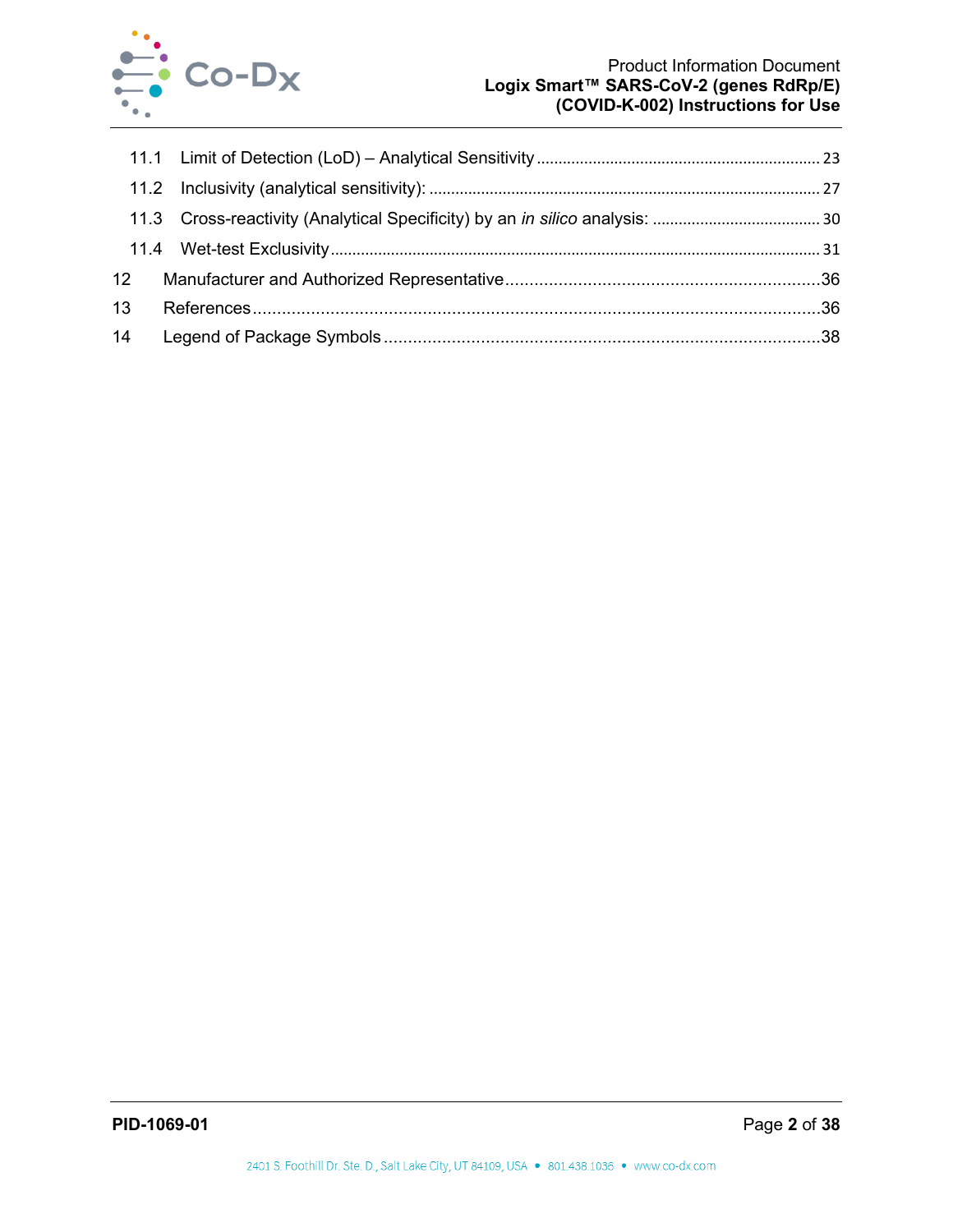11.1 Limit of Detection (LoD) – Analytical Sensitivity ........ 23
11.2 Inclusivity (analytical sensitivity): ........ 27
11.3 Cross-reactivity (Analytical Specificity) by an *in silico* analysis: ........ 30
11.4 Wet-test Exclusivity ........ 31

12 Manufacturer and Authorized Representative ........ 36
13 References ........ 36
14 Legend of Package Symbols ........ 38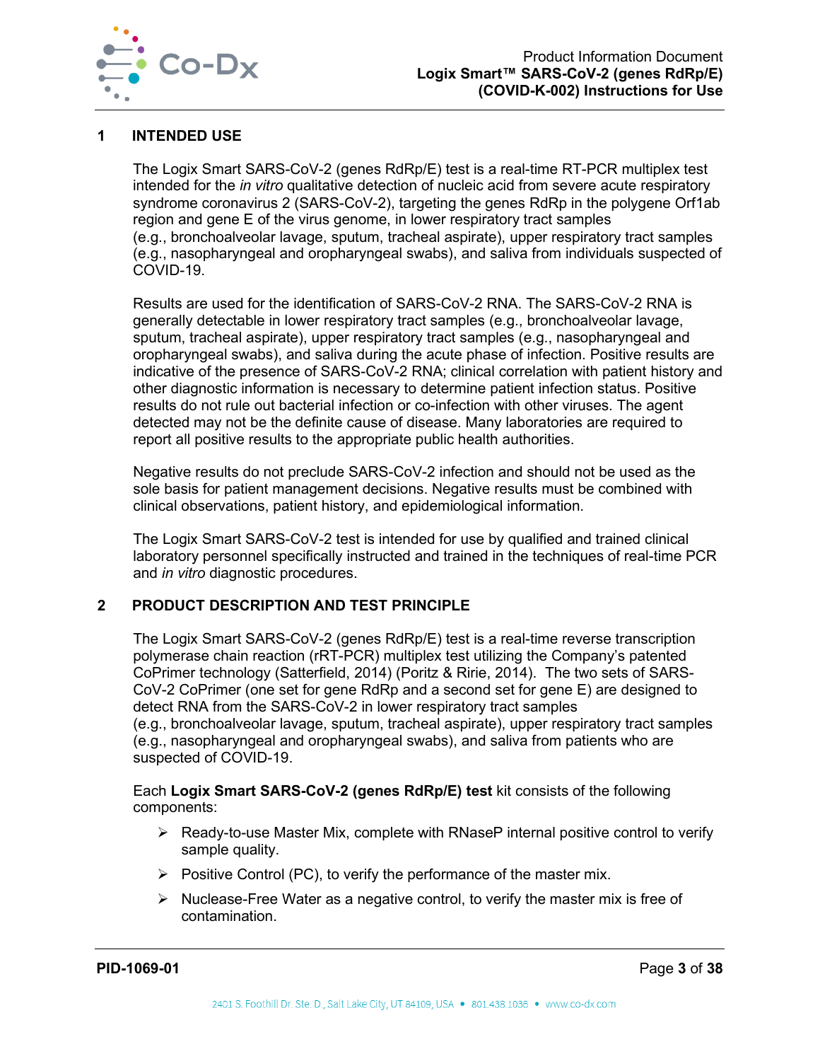## 1 INTENDED USE

The Logix Smart SARS-CoV-2 (genes RdRp/E) test is a real-time RT-PCR multiplex test intended for the *in vitro* qualitative detection of nucleic acid from severe acute respiratory syndrome coronavirus 2 (SARS-CoV-2), targeting the genes RdRp in the polygene Orf1ab region and gene E of the virus genome, in lower respiratory tract samples (e.g., bronchoalveolar lavage, sputum, tracheal aspirate), upper respiratory tract samples (e.g., nasopharyngeal and oropharyngeal swabs), and saliva from individuals suspected of COVID-19.

Results are used for the identification of SARS-CoV-2 RNA. The SARS-CoV-2 RNA is generally detectable in lower respiratory tract samples (e.g., bronchoalveolar lavage, sputum, tracheal aspirate), upper respiratory tract samples (e.g., nasopharyngeal and oropharyngeal swabs), and saliva during the acute phase of infection. Positive results are indicative of the presence of SARS-CoV-2 RNA; clinical correlation with patient history and other diagnostic information is necessary to determine patient infection status. Positive results do not rule out bacterial infection or co-infection with other viruses. The agent detected may not be the definite cause of disease. Many laboratories are required to report all positive results to the appropriate public health authorities.

Negative results do not preclude SARS-CoV-2 infection and should not be used as the sole basis for patient management decisions. Negative results must be combined with clinical observations, patient history, and epidemiological information.

The Logix Smart SARS-CoV-2 test is intended for use by qualified and trained clinical laboratory personnel specifically instructed and trained in the techniques of real-time PCR and *in vitro* diagnostic procedures.

## 2 PRODUCT DESCRIPTION AND TEST PRINCIPLE

The Logix Smart SARS-CoV-2 (genes RdRp/E) test is a real-time reverse transcription polymerase chain reaction (rRT-PCR) multiplex test utilizing the Company's patented CoPrimer technology (Satterfield, 2014) (Poritz & Ririe, 2014). The two sets of SARS-CoV-2 CoPrimer (one set for gene RdRp and a second set for gene E) are designed to detect RNA from the SARS-CoV-2 in lower respiratory tract samples (e.g., bronchoalveolar lavage, sputum, tracheal aspirate), upper respiratory tract samples (e.g., nasopharyngeal and oropharyngeal swabs), and saliva from patients who are suspected of COVID-19.

Each **Logix Smart SARS-CoV-2 (genes RdRp/E) test** kit consists of the following components:

- Ready-to-use Master Mix, complete with RNaseP internal positive control to verify sample quality.
- Positive Control (PC), to verify the performance of the master mix.
- Nuclease-Free Water as a negative control, to verify the master mix is free of contamination.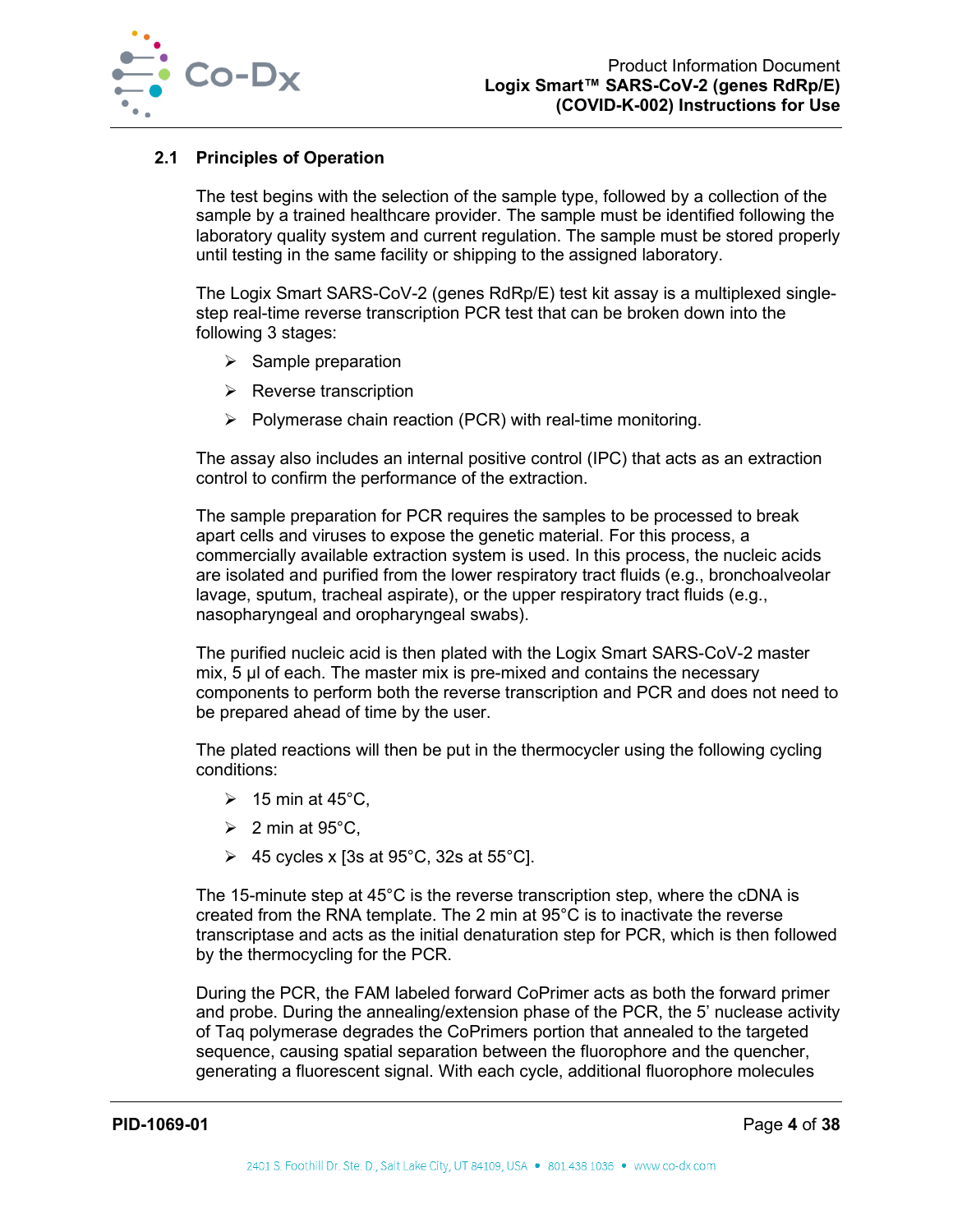### 2.1 Principles of Operation

The test begins with the selection of the sample type, followed by a collection of the sample by a trained healthcare provider. The sample must be identified following the laboratory quality system and current regulation. The sample must be stored properly until testing in the same facility or shipping to the assigned laboratory.

The Logix Smart SARS-CoV-2 (genes RdRp/E) test kit assay is a multiplexed single-step real-time reverse transcription PCR test that can be broken down into the following 3 stages:

- Sample preparation
- Reverse transcription
- Polymerase chain reaction (PCR) with real-time monitoring.

The assay also includes an internal positive control (IPC) that acts as an extraction control to confirm the performance of the extraction.

The sample preparation for PCR requires the samples to be processed to break apart cells and viruses to expose the genetic material. For this process, a commercially available extraction system is used. In this process, the nucleic acids are isolated and purified from the lower respiratory tract fluids (e.g., bronchoalveolar lavage, sputum, tracheal aspirate), or the upper respiratory tract fluids (e.g., nasopharyngeal and oropharyngeal swabs).

The purified nucleic acid is then plated with the Logix Smart SARS-CoV-2 master mix, 5 µl of each. The master mix is pre-mixed and contains the necessary components to perform both the reverse transcription and PCR and does not need to be prepared ahead of time by the user.

The plated reactions will then be put in the thermocycler using the following cycling conditions:

- 15 min at 45°C,
- 2 min at 95°C,
- 45 cycles x [3s at 95°C, 32s at 55°C].

The 15-minute step at 45°C is the reverse transcription step, where the cDNA is created from the RNA template. The 2 min at 95°C is to inactivate the reverse transcriptase and acts as the initial denaturation step for PCR, which is then followed by the thermocycling for the PCR.

During the PCR, the FAM labeled forward CoPrimer acts as both the forward primer and probe. During the annealing/extension phase of the PCR, the 5' nuclease activity of Taq polymerase degrades the CoPrimers portion that annealed to the targeted sequence, causing spatial separation between the fluorophore and the quencher, generating a fluorescent signal. With each cycle, additional fluorophore molecules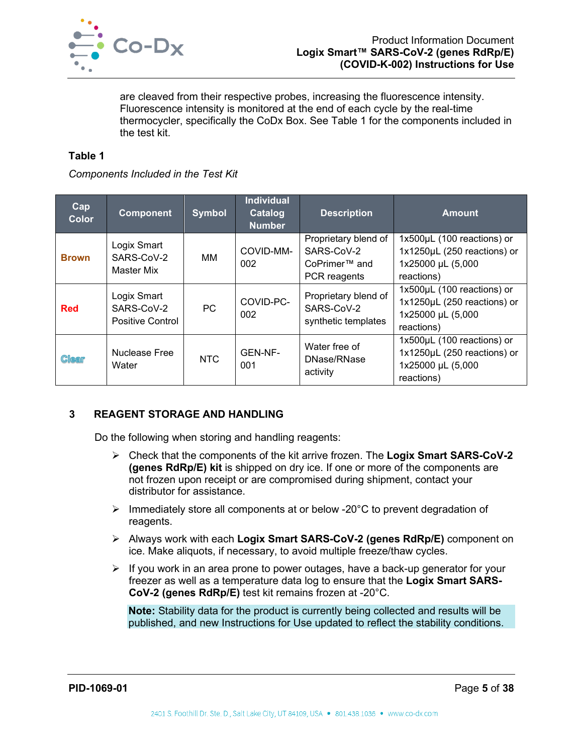are cleaved from their respective probes, increasing the fluorescence intensity. Fluorescence intensity is monitored at the end of each cycle by the real-time thermocycler, specifically the CoDx Box. See Table 1 for the components included in the test kit.

**Table 1**

*Components Included in the Test Kit*

| Cap Color | Component | Symbol | Individual Catalog Number | Description | Amount |
|---|---|---|---|---|---|
| Brown | Logix Smart SARS-CoV-2 Master Mix | MM | COVID-MM-002 | Proprietary blend of SARS-CoV-2 CoPrimer™ and PCR reagents | 1x500µL (100 reactions) or 1x1250µL (250 reactions) or 1x25000 µL (5,000 reactions) |
| Red | Logix Smart SARS-CoV-2 Positive Control | PC | COVID-PC-002 | Proprietary blend of SARS-CoV-2 synthetic templates | 1x500µL (100 reactions) or 1x1250µL (250 reactions) or 1x25000 µL (5,000 reactions) |
| Clear | Nuclease Free Water | NTC | GEN-NF-001 | Water free of DNase/RNase activity | 1x500µL (100 reactions) or 1x1250µL (250 reactions) or 1x25000 µL (5,000 reactions) |

## 3 REAGENT STORAGE AND HANDLING

Do the following when storing and handling reagents:

- Check that the components of the kit arrive frozen. The **Logix Smart SARS-CoV-2 (genes RdRp/E) kit** is shipped on dry ice. If one or more of the components are not frozen upon receipt or are compromised during shipment, contact your distributor for assistance.
- Immediately store all components at or below -20°C to prevent degradation of reagents.
- Always work with each **Logix Smart SARS-CoV-2 (genes RdRp/E)** component on ice. Make aliquots, if necessary, to avoid multiple freeze/thaw cycles.
- If you work in an area prone to power outages, have a back-up generator for your freezer as well as a temperature data log to ensure that the **Logix Smart SARS-CoV-2 (genes RdRp/E)** test kit remains frozen at -20°C.

**Note:** Stability data for the product is currently being collected and results will be published, and new Instructions for Use updated to reflect the stability conditions.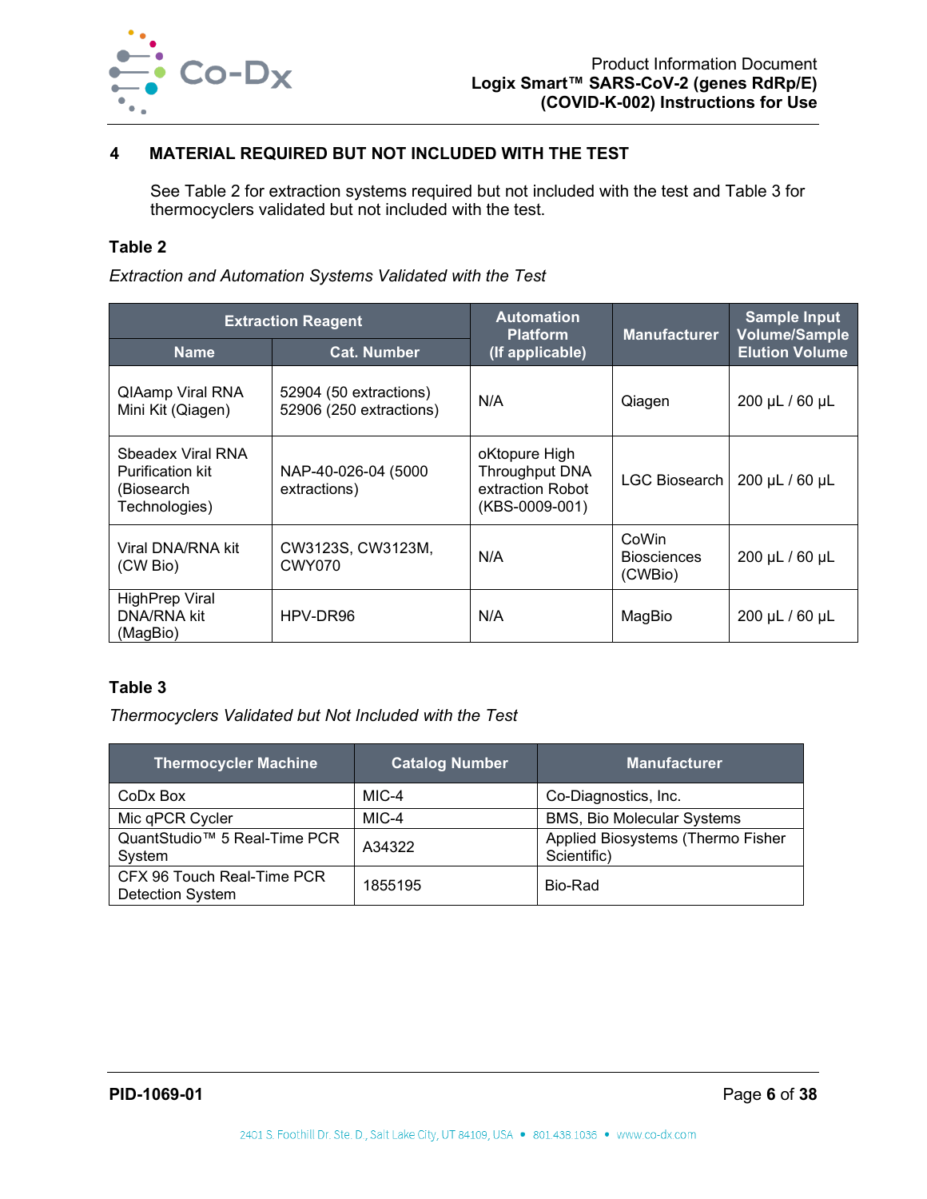## 4 MATERIAL REQUIRED BUT NOT INCLUDED WITH THE TEST

See Table 2 for extraction systems required but not included with the test and Table 3 for thermocyclers validated but not included with the test.

**Table 2**

*Extraction and Automation Systems Validated with the Test*

| Extraction Reagent | | Automation Platform (If applicable) | Manufacturer | Sample Input Volume/Sample Elution Volume |
|---|---|---|---|---|
| **Name** | **Cat. Number** | | | |
| QIAamp Viral RNA Mini Kit (Qiagen) | 52904 (50 extractions) 52906 (250 extractions) | N/A | Qiagen | 200 µL / 60 µL |
| Sbeadex Viral RNA Purification kit (Biosearch Technologies) | NAP-40-026-04 (5000 extractions) | oKtopure High Throughput DNA extraction Robot (KBS-0009-001) | LGC Biosearch | 200 µL / 60 µL |
| Viral DNA/RNA kit (CW Bio) | CW3123S, CW3123M, CWY070 | N/A | CoWin Biosciences (CWBio) | 200 µL / 60 µL |
| HighPrep Viral DNA/RNA kit (MagBio) | HPV-DR96 | N/A | MagBio | 200 µL / 60 µL |

**Table 3**

*Thermocyclers Validated but Not Included with the Test*

| Thermocycler Machine | Catalog Number | Manufacturer |
|---|---|---|
| CoDx Box | MIC-4 | Co-Diagnostics, Inc. |
| Mic qPCR Cycler | MIC-4 | BMS, Bio Molecular Systems |
| QuantStudio™ 5 Real-Time PCR System | A34322 | Applied Biosystems (Thermo Fisher Scientific) |
| CFX 96 Touch Real-Time PCR Detection System | 1855195 | Bio-Rad |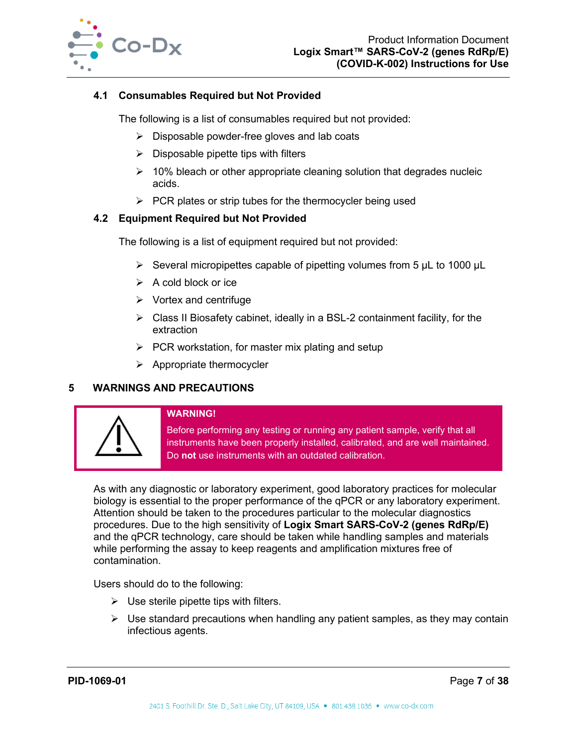### 4.1 Consumables Required but Not Provided

The following is a list of consumables required but not provided:

- Disposable powder-free gloves and lab coats
- Disposable pipette tips with filters
- 10% bleach or other appropriate cleaning solution that degrades nucleic acids.
- PCR plates or strip tubes for the thermocycler being used

### 4.2 Equipment Required but Not Provided

The following is a list of equipment required but not provided:

- Several micropipettes capable of pipetting volumes from 5 µL to 1000 µL
- A cold block or ice
- Vortex and centrifuge
- Class II Biosafety cabinet, ideally in a BSL-2 containment facility, for the extraction
- PCR workstation, for master mix plating and setup
- Appropriate thermocycler

## 5 WARNINGS AND PRECAUTIONS

**WARNING!**

Before performing any testing or running any patient sample, verify that all instruments have been properly installed, calibrated, and are well maintained. Do **not** use instruments with an outdated calibration.

As with any diagnostic or laboratory experiment, good laboratory practices for molecular biology is essential to the proper performance of the qPCR or any laboratory experiment. Attention should be taken to the procedures particular to the molecular diagnostics procedures. Due to the high sensitivity of **Logix Smart SARS-CoV-2 (genes RdRp/E)** and the qPCR technology, care should be taken while handling samples and materials while performing the assay to keep reagents and amplification mixtures free of contamination.

Users should do to the following:

- Use sterile pipette tips with filters.
- Use standard precautions when handling any patient samples, as they may contain infectious agents.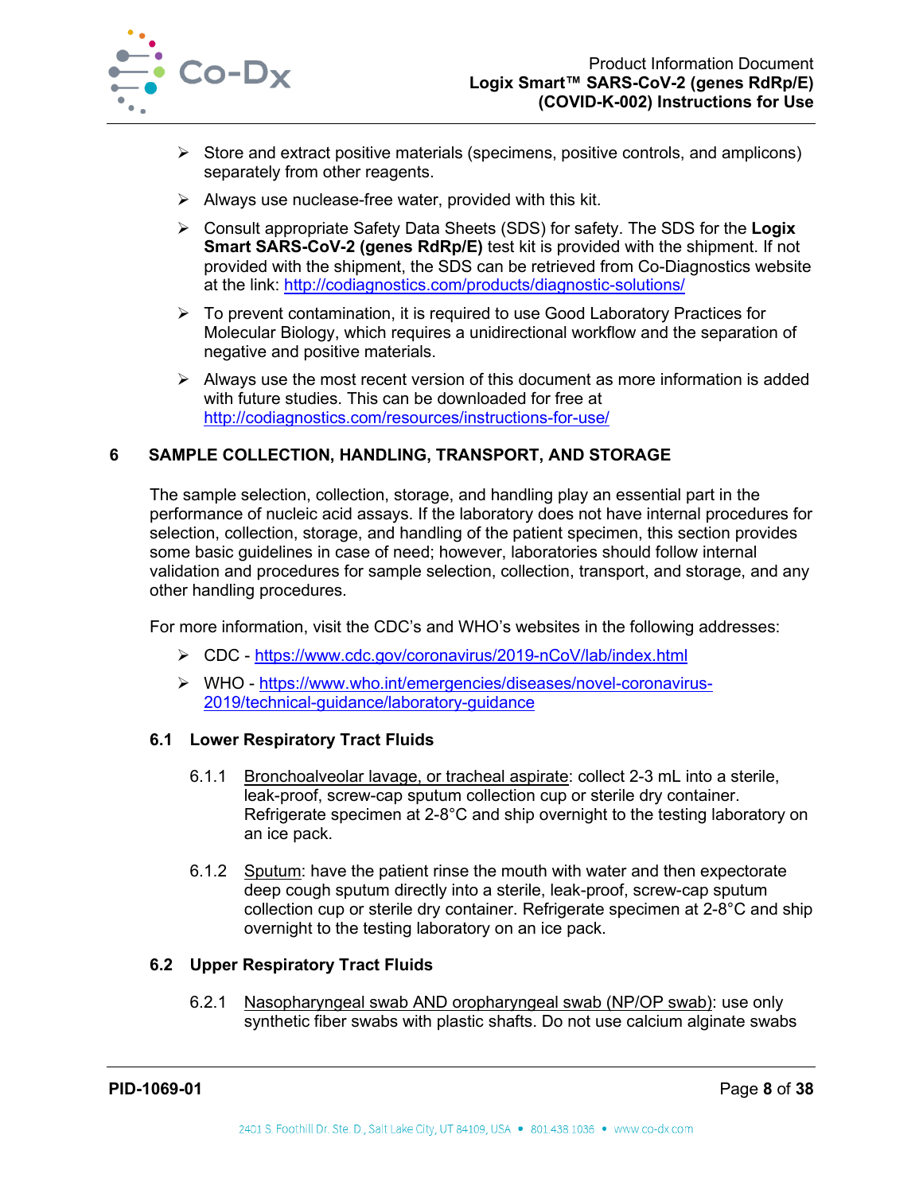- Store and extract positive materials (specimens, positive controls, and amplicons) separately from other reagents.
- Always use nuclease-free water, provided with this kit.
- Consult appropriate Safety Data Sheets (SDS) for safety. The SDS for the **Logix Smart SARS-CoV-2 (genes RdRp/E)** test kit is provided with the shipment. If not provided with the shipment, the SDS can be retrieved from Co-Diagnostics website at the link: http://codiagnostics.com/products/diagnostic-solutions/
- To prevent contamination, it is required to use Good Laboratory Practices for Molecular Biology, which requires a unidirectional workflow and the separation of negative and positive materials.
- Always use the most recent version of this document as more information is added with future studies. This can be downloaded for free at http://codiagnostics.com/resources/instructions-for-use/

# 6 SAMPLE COLLECTION, HANDLING, TRANSPORT, AND STORAGE

The sample selection, collection, storage, and handling play an essential part in the performance of nucleic acid assays. If the laboratory does not have internal procedures for selection, collection, storage, and handling of the patient specimen, this section provides some basic guidelines in case of need; however, laboratories should follow internal validation and procedures for sample selection, collection, transport, and storage, and any other handling procedures.

For more information, visit the CDC's and WHO's websites in the following addresses:

- CDC - https://www.cdc.gov/coronavirus/2019-nCoV/lab/index.html
- WHO - https://www.who.int/emergencies/diseases/novel-coronavirus-2019/technical-guidance/laboratory-guidance

## 6.1 Lower Respiratory Tract Fluids

6.1.1 Bronchoalveolar lavage, or tracheal aspirate: collect 2-3 mL into a sterile, leak-proof, screw-cap sputum collection cup or sterile dry container. Refrigerate specimen at 2-8°C and ship overnight to the testing laboratory on an ice pack.

6.1.2 Sputum: have the patient rinse the mouth with water and then expectorate deep cough sputum directly into a sterile, leak-proof, screw-cap sputum collection cup or sterile dry container. Refrigerate specimen at 2-8°C and ship overnight to the testing laboratory on an ice pack.

## 6.2 Upper Respiratory Tract Fluids

6.2.1 Nasopharyngeal swab AND oropharyngeal swab (NP/OP swab): use only synthetic fiber swabs with plastic shafts. Do not use calcium alginate swabs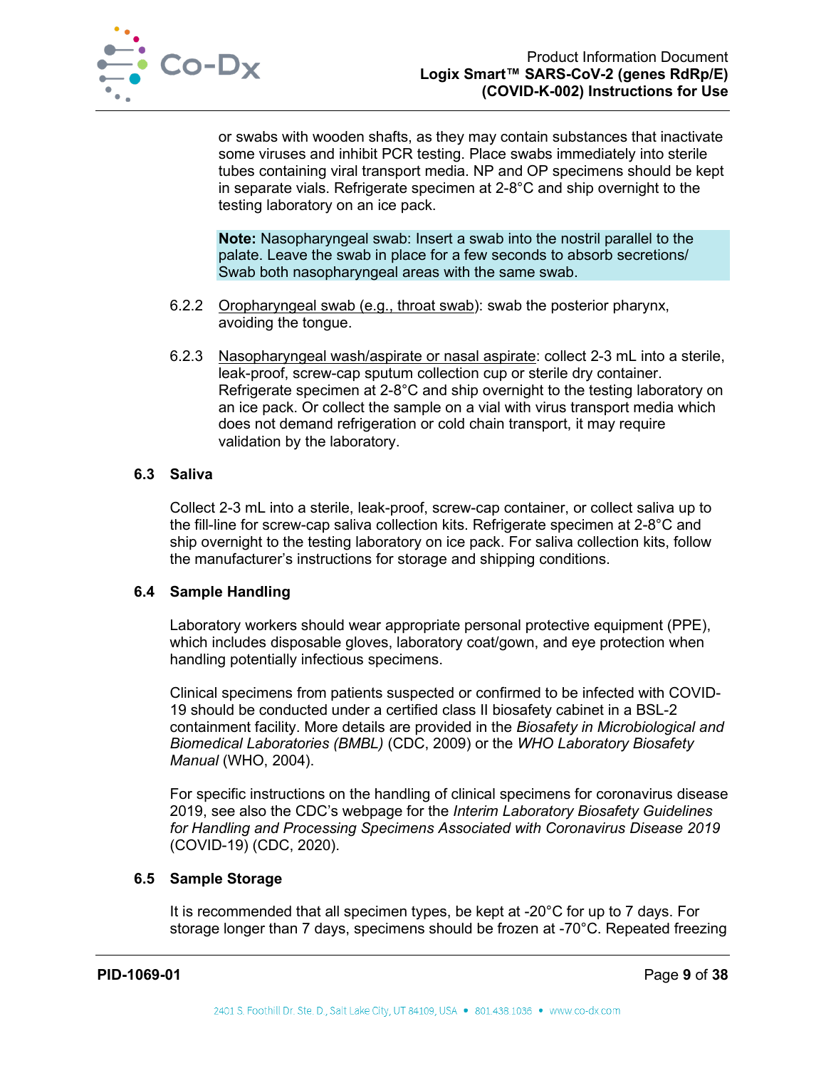or swabs with wooden shafts, as they may contain substances that inactivate some viruses and inhibit PCR testing. Place swabs immediately into sterile tubes containing viral transport media. NP and OP specimens should be kept in separate vials. Refrigerate specimen at 2-8°C and ship overnight to the testing laboratory on an ice pack.

**Note:** Nasopharyngeal swab: Insert a swab into the nostril parallel to the palate. Leave the swab in place for a few seconds to absorb secretions/ Swab both nasopharyngeal areas with the same swab.

6.2.2 Oropharyngeal swab (e.g., throat swab): swab the posterior pharynx, avoiding the tongue.

6.2.3 Nasopharyngeal wash/aspirate or nasal aspirate: collect 2-3 mL into a sterile, leak-proof, screw-cap sputum collection cup or sterile dry container. Refrigerate specimen at 2-8°C and ship overnight to the testing laboratory on an ice pack. Or collect the sample on a vial with virus transport media which does not demand refrigeration or cold chain transport, it may require validation by the laboratory.

### 6.3 Saliva

Collect 2-3 mL into a sterile, leak-proof, screw-cap container, or collect saliva up to the fill-line for screw-cap saliva collection kits. Refrigerate specimen at 2-8°C and ship overnight to the testing laboratory on ice pack. For saliva collection kits, follow the manufacturer's instructions for storage and shipping conditions.

### 6.4 Sample Handling

Laboratory workers should wear appropriate personal protective equipment (PPE), which includes disposable gloves, laboratory coat/gown, and eye protection when handling potentially infectious specimens.

Clinical specimens from patients suspected or confirmed to be infected with COVID-19 should be conducted under a certified class II biosafety cabinet in a BSL-2 containment facility. More details are provided in the *Biosafety in Microbiological and Biomedical Laboratories (BMBL)* (CDC, 2009) or the *WHO Laboratory Biosafety Manual* (WHO, 2004).

For specific instructions on the handling of clinical specimens for coronavirus disease 2019, see also the CDC's webpage for the *Interim Laboratory Biosafety Guidelines for Handling and Processing Specimens Associated with Coronavirus Disease 2019* (COVID-19) (CDC, 2020).

### 6.5 Sample Storage

It is recommended that all specimen types, be kept at -20°C for up to 7 days. For storage longer than 7 days, specimens should be frozen at -70°C. Repeated freezing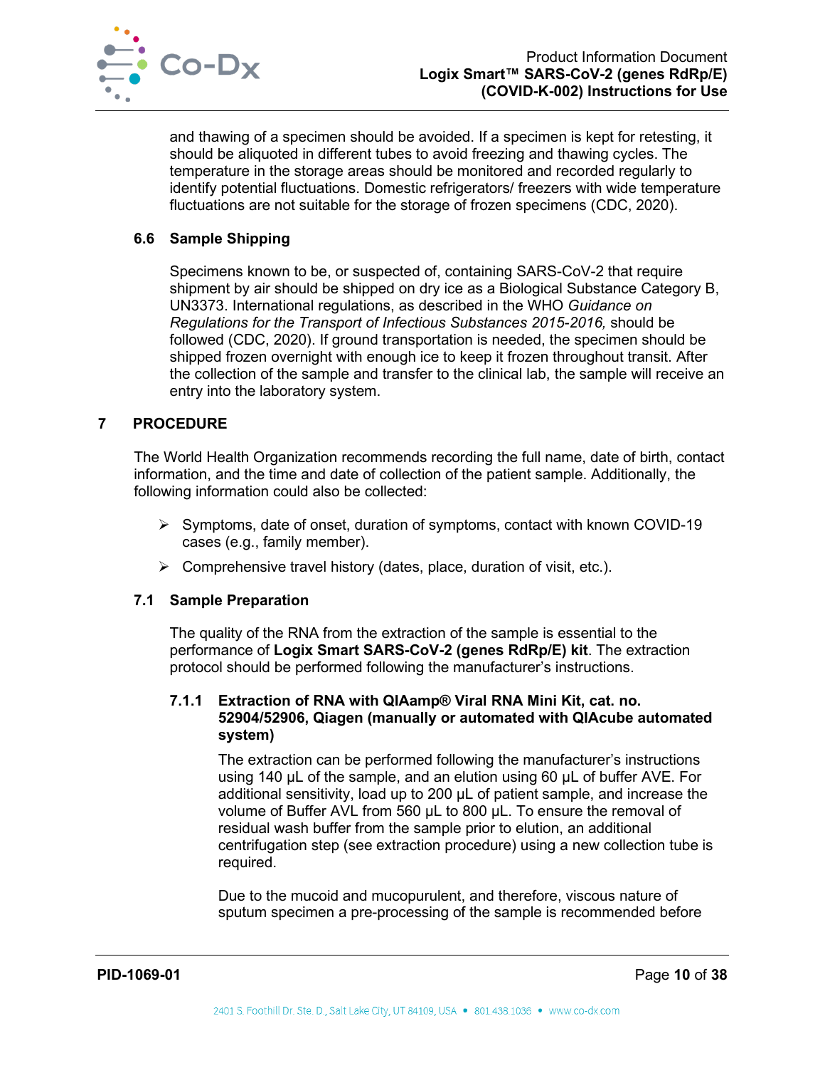and thawing of a specimen should be avoided. If a specimen is kept for retesting, it should be aliquoted in different tubes to avoid freezing and thawing cycles. The temperature in the storage areas should be monitored and recorded regularly to identify potential fluctuations. Domestic refrigerators/ freezers with wide temperature fluctuations are not suitable for the storage of frozen specimens (CDC, 2020).

### 6.6 Sample Shipping

Specimens known to be, or suspected of, containing SARS-CoV-2 that require shipment by air should be shipped on dry ice as a Biological Substance Category B, UN3373. International regulations, as described in the WHO *Guidance on Regulations for the Transport of Infectious Substances 2015-2016,* should be followed (CDC, 2020). If ground transportation is needed, the specimen should be shipped frozen overnight with enough ice to keep it frozen throughout transit. After the collection of the sample and transfer to the clinical lab, the sample will receive an entry into the laboratory system.

## 7 PROCEDURE

The World Health Organization recommends recording the full name, date of birth, contact information, and the time and date of collection of the patient sample. Additionally, the following information could also be collected:

- Symptoms, date of onset, duration of symptoms, contact with known COVID-19 cases (e.g., family member).
- Comprehensive travel history (dates, place, duration of visit, etc.).

### 7.1 Sample Preparation

The quality of the RNA from the extraction of the sample is essential to the performance of **Logix Smart SARS-CoV-2 (genes RdRp/E) kit**. The extraction protocol should be performed following the manufacturer's instructions.

#### 7.1.1 Extraction of RNA with QIAamp® Viral RNA Mini Kit, cat. no. 52904/52906, Qiagen (manually or automated with QIAcube automated system)

The extraction can be performed following the manufacturer's instructions using 140 µL of the sample, and an elution using 60 µL of buffer AVE. For additional sensitivity, load up to 200 µL of patient sample, and increase the volume of Buffer AVL from 560 µL to 800 µL. To ensure the removal of residual wash buffer from the sample prior to elution, an additional centrifugation step (see extraction procedure) using a new collection tube is required.

Due to the mucoid and mucopurulent, and therefore, viscous nature of sputum specimen a pre-processing of the sample is recommended before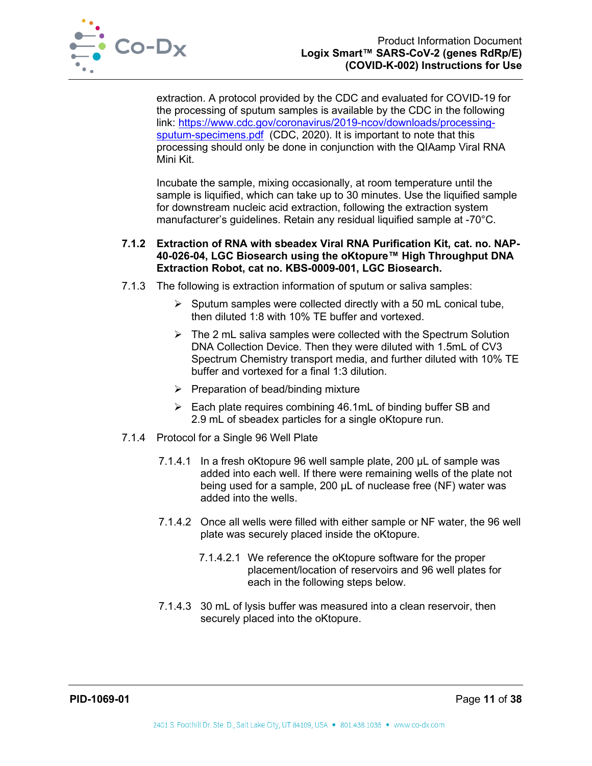extraction. A protocol provided by the CDC and evaluated for COVID-19 for the processing of sputum samples is available by the CDC in the following link: [https://www.cdc.gov/coronavirus/2019-ncov/downloads/processing-sputum-specimens.pdf](https://www.cdc.gov/coronavirus/2019-ncov/downloads/processing-sputum-specimens.pdf) (CDC, 2020). It is important to note that this processing should only be done in conjunction with the QIAamp Viral RNA Mini Kit.

Incubate the sample, mixing occasionally, at room temperature until the sample is liquified, which can take up to 30 minutes. Use the liquified sample for downstream nucleic acid extraction, following the extraction system manufacturer's guidelines. Retain any residual liquified sample at -70°C.

**7.1.2 Extraction of RNA with sbeadex Viral RNA Purification Kit, cat. no. NAP-40-026-04, LGC Biosearch using the oKtopure™ High Throughput DNA Extraction Robot, cat no. KBS-0009-001, LGC Biosearch.**

7.1.3 The following is extraction information of sputum or saliva samples:

- Sputum samples were collected directly with a 50 mL conical tube, then diluted 1:8 with 10% TE buffer and vortexed.
- The 2 mL saliva samples were collected with the Spectrum Solution DNA Collection Device. Then they were diluted with 1.5mL of CV3 Spectrum Chemistry transport media, and further diluted with 10% TE buffer and vortexed for a final 1:3 dilution.
- Preparation of bead/binding mixture
- Each plate requires combining 46.1mL of binding buffer SB and 2.9 mL of sbeadex particles for a single oKtopure run.

7.1.4 Protocol for a Single 96 Well Plate

7.1.4.1 In a fresh oKtopure 96 well sample plate, 200 µL of sample was added into each well. If there were remaining wells of the plate not being used for a sample, 200 µL of nuclease free (NF) water was added into the wells.

7.1.4.2 Once all wells were filled with either sample or NF water, the 96 well plate was securely placed inside the oKtopure.

7.1.4.2.1 We reference the oKtopure software for the proper placement/location of reservoirs and 96 well plates for each in the following steps below.

7.1.4.3 30 mL of lysis buffer was measured into a clean reservoir, then securely placed into the oKtopure.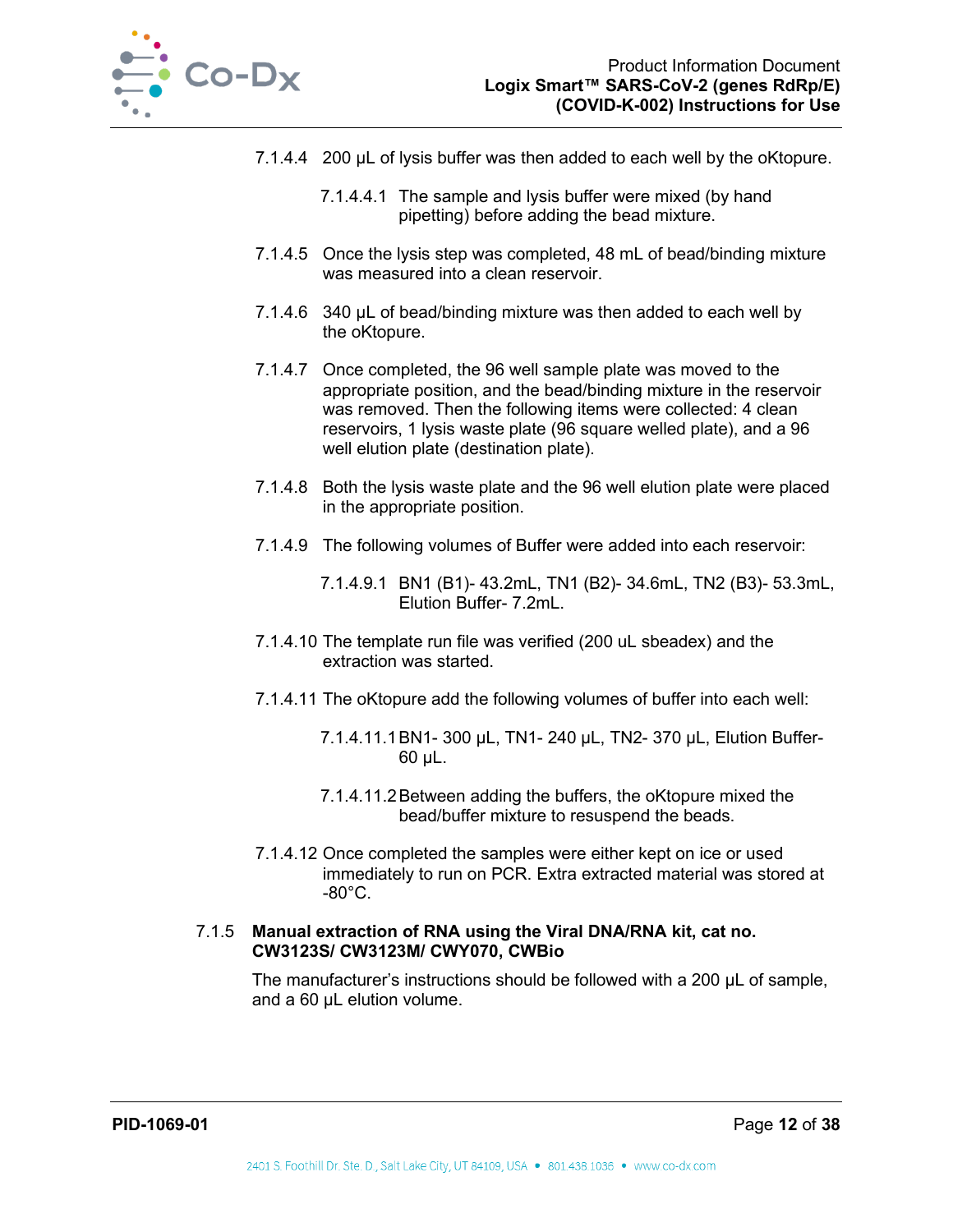7.1.4.4 200 µL of lysis buffer was then added to each well by the oKtopure.

7.1.4.4.1 The sample and lysis buffer were mixed (by hand pipetting) before adding the bead mixture.

7.1.4.5 Once the lysis step was completed, 48 mL of bead/binding mixture was measured into a clean reservoir.

7.1.4.6 340 µL of bead/binding mixture was then added to each well by the oKtopure.

7.1.4.7 Once completed, the 96 well sample plate was moved to the appropriate position, and the bead/binding mixture in the reservoir was removed. Then the following items were collected: 4 clean reservoirs, 1 lysis waste plate (96 square welled plate), and a 96 well elution plate (destination plate).

7.1.4.8 Both the lysis waste plate and the 96 well elution plate were placed in the appropriate position.

7.1.4.9 The following volumes of Buffer were added into each reservoir:

7.1.4.9.1 BN1 (B1)- 43.2mL, TN1 (B2)- 34.6mL, TN2 (B3)- 53.3mL, Elution Buffer- 7.2mL.

7.1.4.10 The template run file was verified (200 uL sbeadex) and the extraction was started.

7.1.4.11 The oKtopure add the following volumes of buffer into each well:

7.1.4.11.1 BN1- 300 µL, TN1- 240 µL, TN2- 370 µL, Elution Buffer- 60 µL.

7.1.4.11.2 Between adding the buffers, the oKtopure mixed the bead/buffer mixture to resuspend the beads.

7.1.4.12 Once completed the samples were either kept on ice or used immediately to run on PCR. Extra extracted material was stored at -80°C.

### 7.1.5 Manual extraction of RNA using the Viral DNA/RNA kit, cat no. CW3123S/ CW3123M/ CWY070, CWBio

The manufacturer's instructions should be followed with a 200 µL of sample, and a 60 µL elution volume.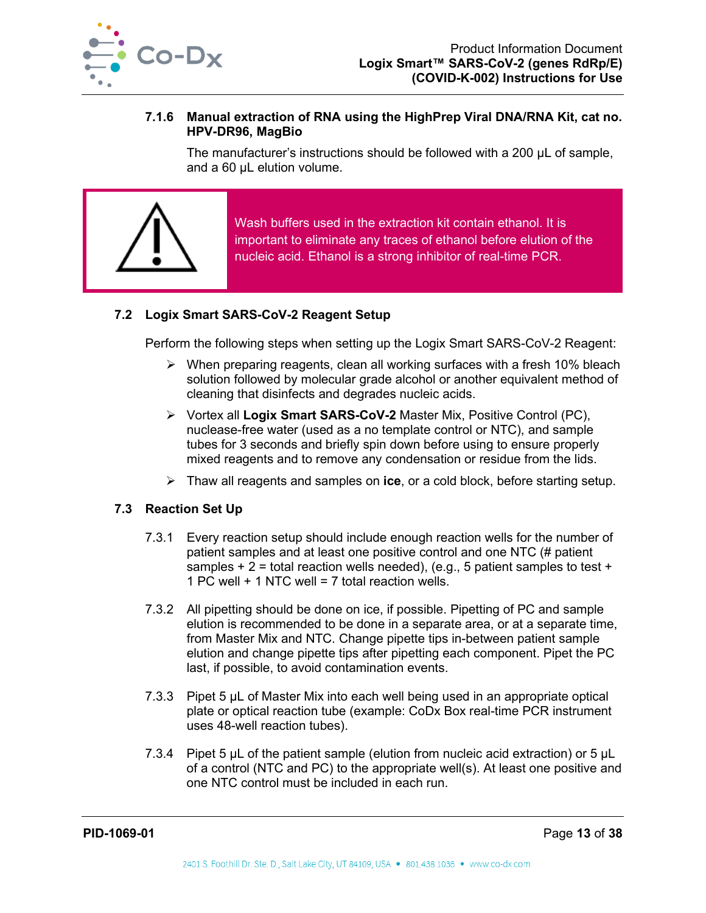#### 7.1.6 Manual extraction of RNA using the HighPrep Viral DNA/RNA Kit, cat no. HPV-DR96, MagBio

The manufacturer's instructions should be followed with a 200 µL of sample, and a 60 µL elution volume.

> Wash buffers used in the extraction kit contain ethanol. It is important to eliminate any traces of ethanol before elution of the nucleic acid. Ethanol is a strong inhibitor of real-time PCR.

### 7.2 Logix Smart SARS-CoV-2 Reagent Setup

Perform the following steps when setting up the Logix Smart SARS-CoV-2 Reagent:

- When preparing reagents, clean all working surfaces with a fresh 10% bleach solution followed by molecular grade alcohol or another equivalent method of cleaning that disinfects and degrades nucleic acids.
- Vortex all **Logix Smart SARS-CoV-2** Master Mix, Positive Control (PC), nuclease-free water (used as a no template control or NTC), and sample tubes for 3 seconds and briefly spin down before using to ensure properly mixed reagents and to remove any condensation or residue from the lids.
- Thaw all reagents and samples on **ice**, or a cold block, before starting setup.

### 7.3 Reaction Set Up

7.3.1 Every reaction setup should include enough reaction wells for the number of patient samples and at least one positive control and one NTC (# patient samples + 2 = total reaction wells needed), (e.g., 5 patient samples to test + 1 PC well + 1 NTC well = 7 total reaction wells.

7.3.2 All pipetting should be done on ice, if possible. Pipetting of PC and sample elution is recommended to be done in a separate area, or at a separate time, from Master Mix and NTC. Change pipette tips in-between patient sample elution and change pipette tips after pipetting each component. Pipet the PC last, if possible, to avoid contamination events.

7.3.3 Pipet 5 µL of Master Mix into each well being used in an appropriate optical plate or optical reaction tube (example: CoDx Box real-time PCR instrument uses 48-well reaction tubes).

7.3.4 Pipet 5 µL of the patient sample (elution from nucleic acid extraction) or 5 µL of a control (NTC and PC) to the appropriate well(s). At least one positive and one NTC control must be included in each run.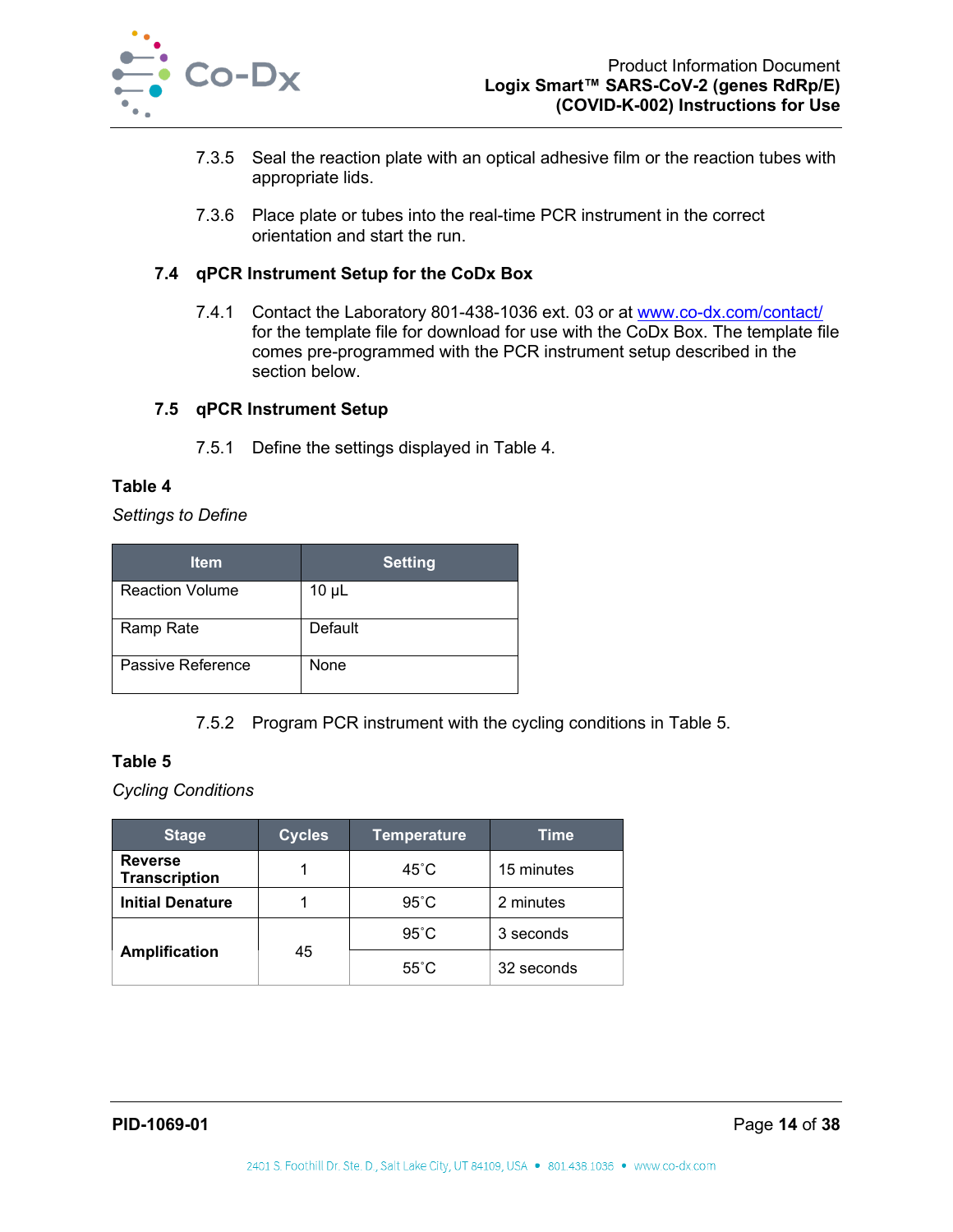7.3.5 Seal the reaction plate with an optical adhesive film or the reaction tubes with appropriate lids.

7.3.6 Place plate or tubes into the real-time PCR instrument in the correct orientation and start the run.

### 7.4 qPCR Instrument Setup for the CoDx Box

7.4.1 Contact the Laboratory 801-438-1036 ext. 03 or at [www.co-dx.com/contact/](http://www.co-dx.com/contact/) for the template file for download for use with the CoDx Box. The template file comes pre-programmed with the PCR instrument setup described in the section below.

### 7.5 qPCR Instrument Setup

7.5.1 Define the settings displayed in Table 4.

**Table 4**

*Settings to Define*

| Item | Setting |
|---|---|
| Reaction Volume | 10 µL |
| Ramp Rate | Default |
| Passive Reference | None |

7.5.2 Program PCR instrument with the cycling conditions in Table 5.

**Table 5**

*Cycling Conditions*

| Stage | Cycles | Temperature | Time |
|---|---|---|---|
| **Reverse Transcription** | 1 | 45˚C | 15 minutes |
| **Initial Denature** | 1 | 95˚C | 2 minutes |
| **Amplification** | 45 | 95˚C | 3 seconds |
| | | 55˚C | 32 seconds |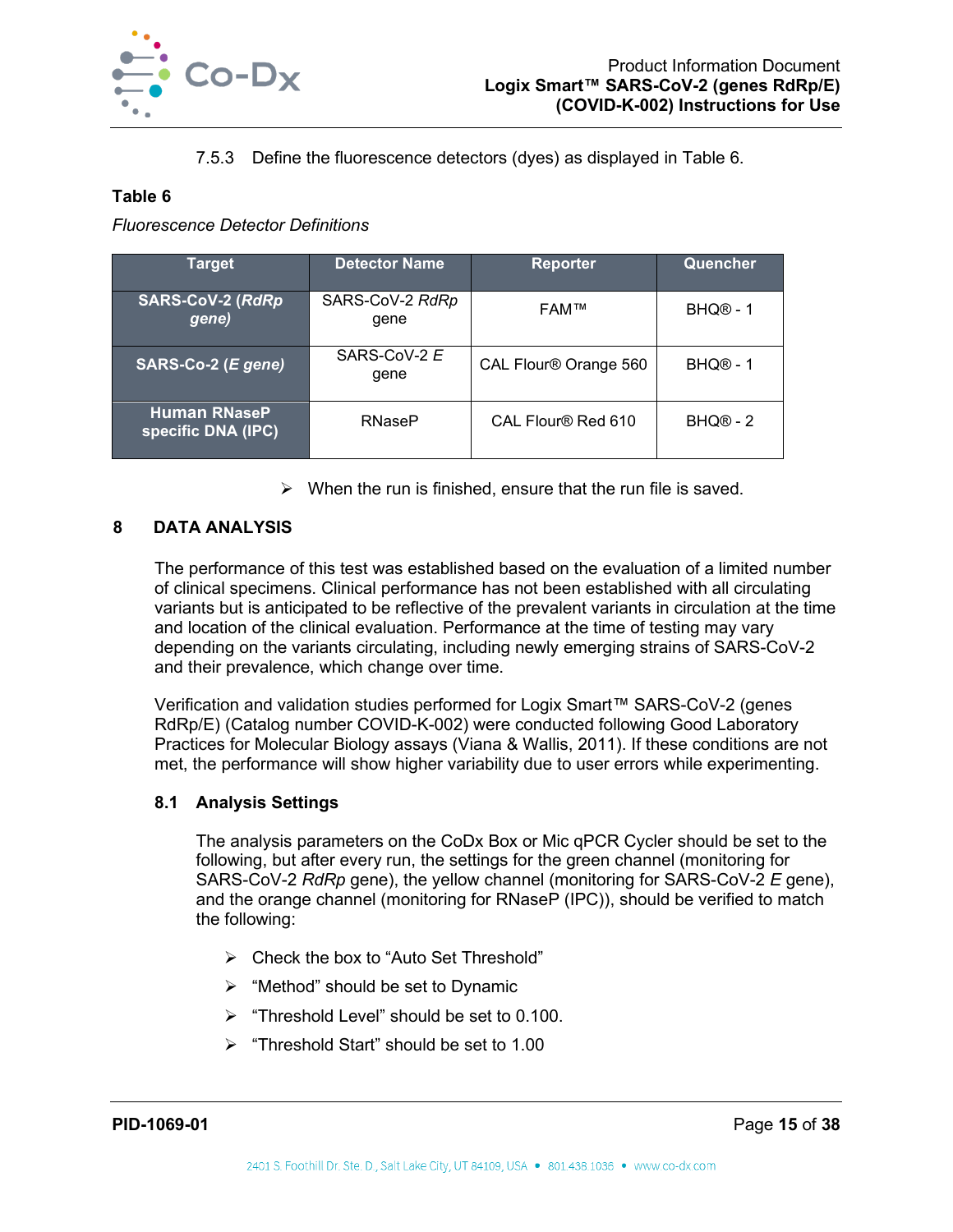7.5.3 Define the fluorescence detectors (dyes) as displayed in Table 6.

**Table 6**

*Fluorescence Detector Definitions*

| Target | Detector Name | Reporter | Quencher |
|---|---|---|---|
| **SARS-CoV-2 (*RdRp gene*)** | SARS-CoV-2 *RdRp* gene | FAM™ | BHQ® - 1 |
| **SARS-Co-2 (*E gene*)** | SARS-CoV-2 *E* gene | CAL Flour® Orange 560 | BHQ® - 1 |
| **Human RNaseP specific DNA (IPC)** | RNaseP | CAL Flour® Red 610 | BHQ® - 2 |

- When the run is finished, ensure that the run file is saved.

## 8 DATA ANALYSIS

The performance of this test was established based on the evaluation of a limited number of clinical specimens. Clinical performance has not been established with all circulating variants but is anticipated to be reflective of the prevalent variants in circulation at the time and location of the clinical evaluation. Performance at the time of testing may vary depending on the variants circulating, including newly emerging strains of SARS-CoV-2 and their prevalence, which change over time.

Verification and validation studies performed for Logix Smart™ SARS-CoV-2 (genes RdRp/E) (Catalog number COVID-K-002) were conducted following Good Laboratory Practices for Molecular Biology assays (Viana & Wallis, 2011). If these conditions are not met, the performance will show higher variability due to user errors while experimenting.

### 8.1 Analysis Settings

The analysis parameters on the CoDx Box or Mic qPCR Cycler should be set to the following, but after every run, the settings for the green channel (monitoring for SARS-CoV-2 *RdRp* gene), the yellow channel (monitoring for SARS-CoV-2 *E* gene), and the orange channel (monitoring for RNaseP (IPC)), should be verified to match the following:

- Check the box to "Auto Set Threshold"
- "Method" should be set to Dynamic
- "Threshold Level" should be set to 0.100.
- "Threshold Start" should be set to 1.00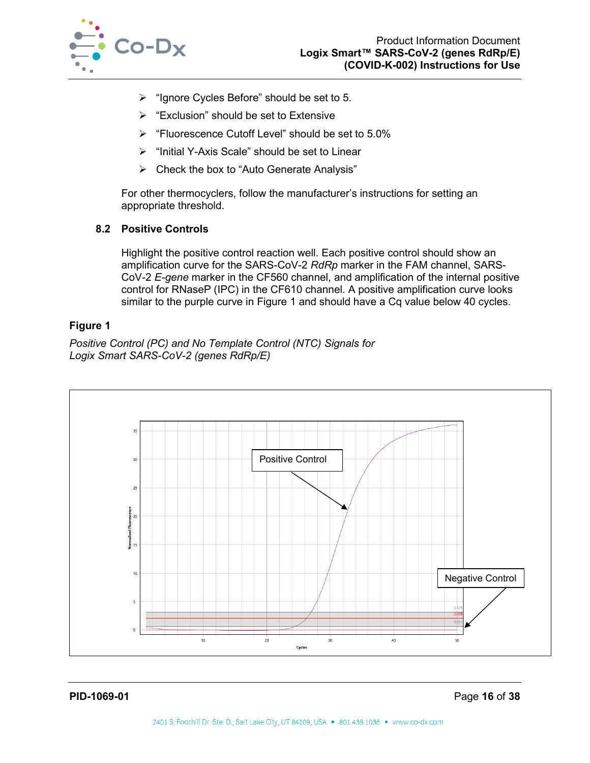- "Ignore Cycles Before" should be set to 5.
- "Exclusion" should be set to Extensive
- "Fluorescence Cutoff Level" should be set to 5.0%
- "Initial Y-Axis Scale" should be set to Linear
- Check the box to "Auto Generate Analysis"

For other thermocyclers, follow the manufacturer's instructions for setting an appropriate threshold.

## 8.2 Positive Controls

Highlight the positive control reaction well. Each positive control should show an amplification curve for the SARS-CoV-2 *RdRp* marker in the FAM channel, SARS-CoV-2 *E-gene* marker in the CF560 channel, and amplification of the internal positive control for RNaseP (IPC) in the CF610 channel. A positive amplification curve looks similar to the purple curve in Figure 1 and should have a Cq value below 40 cycles.

**Figure 1**

*Positive Control (PC) and No Template Control (NTC) Signals for Logix Smart SARS-CoV-2 (genes RdRp/E)*

Positive Control

Negative Control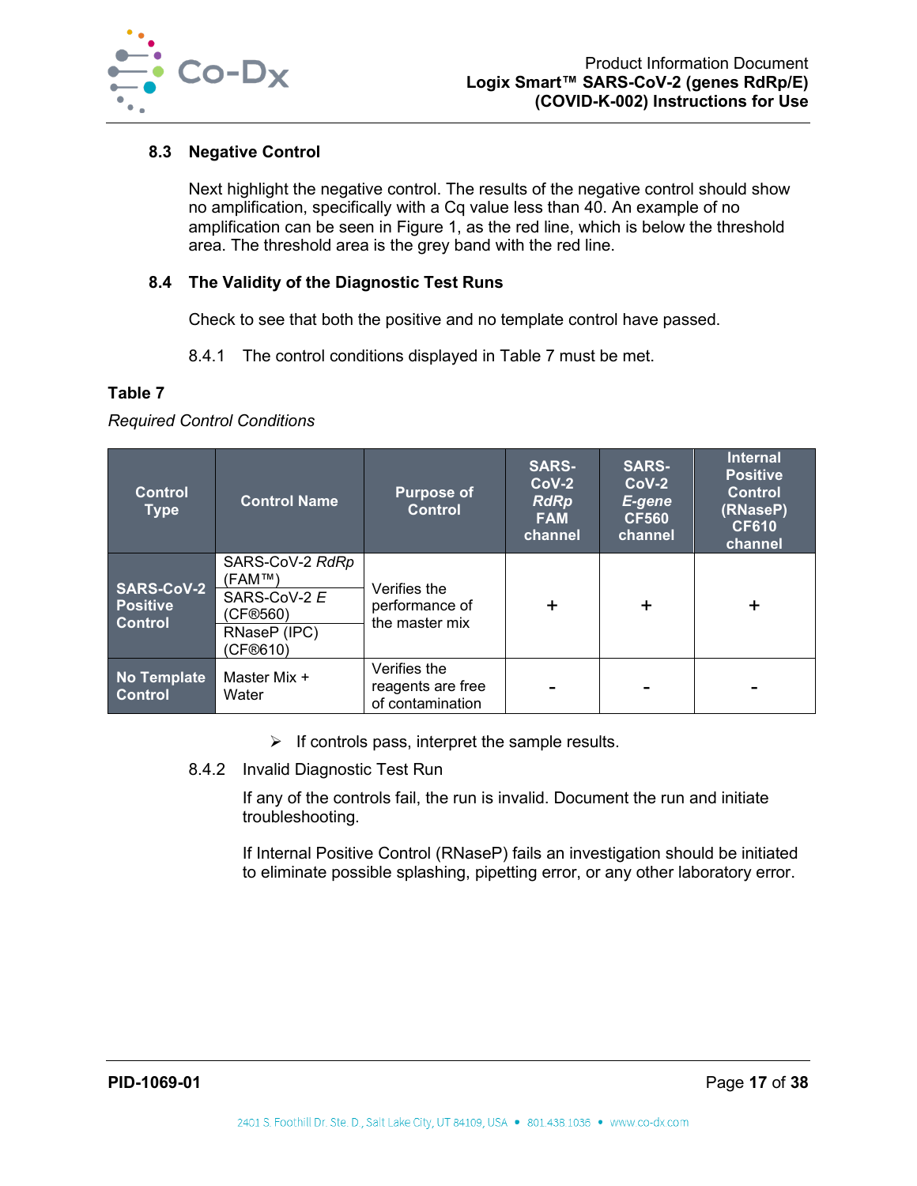### 8.3 Negative Control

Next highlight the negative control. The results of the negative control should show no amplification, specifically with a Cq value less than 40. An example of no amplification can be seen in Figure 1, as the red line, which is below the threshold area. The threshold area is the grey band with the red line.

### 8.4 The Validity of the Diagnostic Test Runs

Check to see that both the positive and no template control have passed.

8.4.1 The control conditions displayed in Table 7 must be met.

**Table 7**

*Required Control Conditions*

| Control Type | Control Name | Purpose of Control | SARS-CoV-2 *RdRp* FAM channel | SARS-CoV-2 *E-gene* CF560 channel | Internal Positive Control (RNaseP) CF610 channel |
|---|---|---|---|---|---|
| **SARS-CoV-2 Positive Control** | SARS-CoV-2 *RdRp* (FAM™)<br>SARS-CoV-2 *E* (CF®560)<br>RNaseP (IPC) (CF®610) | Verifies the performance of the master mix | + | + | + |
| **No Template Control** | Master Mix + Water | Verifies the reagents are free of contamination | - | - | - |

- ➢ If controls pass, interpret the sample results.

8.4.2 Invalid Diagnostic Test Run

If any of the controls fail, the run is invalid. Document the run and initiate troubleshooting.

If Internal Positive Control (RNaseP) fails an investigation should be initiated to eliminate possible splashing, pipetting error, or any other laboratory error.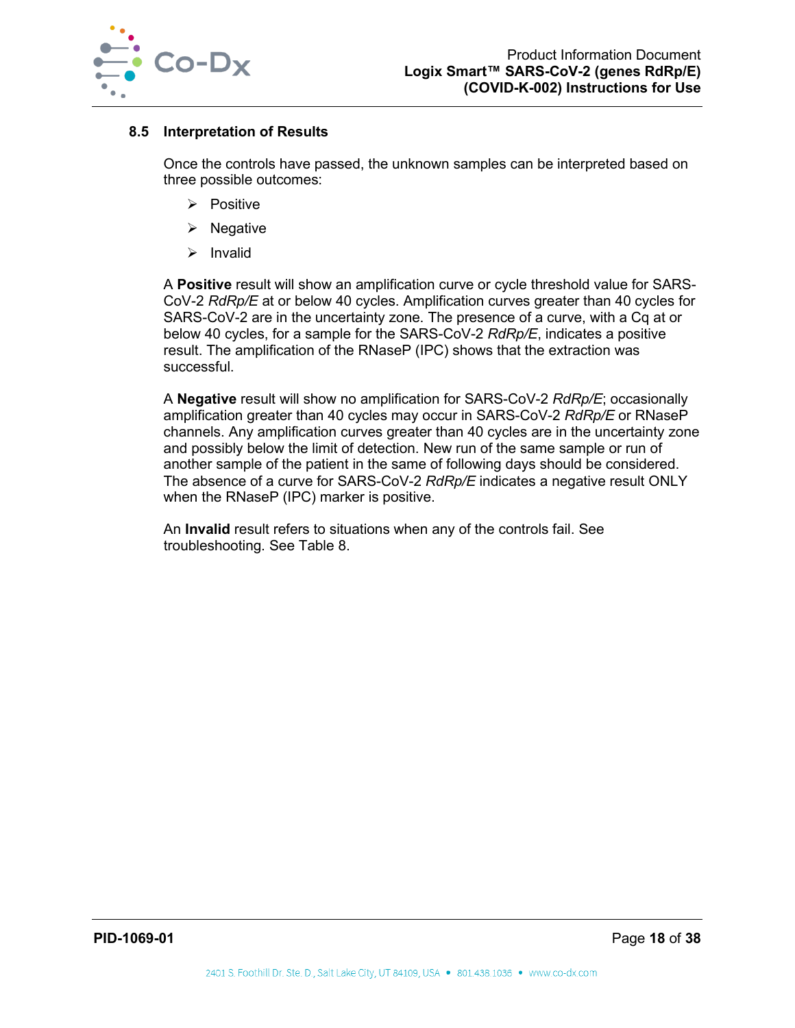### 8.5 Interpretation of Results

Once the controls have passed, the unknown samples can be interpreted based on three possible outcomes:

- Positive
- Negative
- Invalid

A **Positive** result will show an amplification curve or cycle threshold value for SARS-CoV-2 *RdRp/E* at or below 40 cycles. Amplification curves greater than 40 cycles for SARS-CoV-2 are in the uncertainty zone. The presence of a curve, with a Cq at or below 40 cycles, for a sample for the SARS-CoV-2 *RdRp/E*, indicates a positive result. The amplification of the RNaseP (IPC) shows that the extraction was successful.

A **Negative** result will show no amplification for SARS-CoV-2 *RdRp/E*; occasionally amplification greater than 40 cycles may occur in SARS-CoV-2 *RdRp/E* or RNaseP channels. Any amplification curves greater than 40 cycles are in the uncertainty zone and possibly below the limit of detection. New run of the same sample or run of another sample of the patient in the same of following days should be considered. The absence of a curve for SARS-CoV-2 *RdRp/E* indicates a negative result ONLY when the RNaseP (IPC) marker is positive.

An **Invalid** result refers to situations when any of the controls fail. See troubleshooting. See Table 8.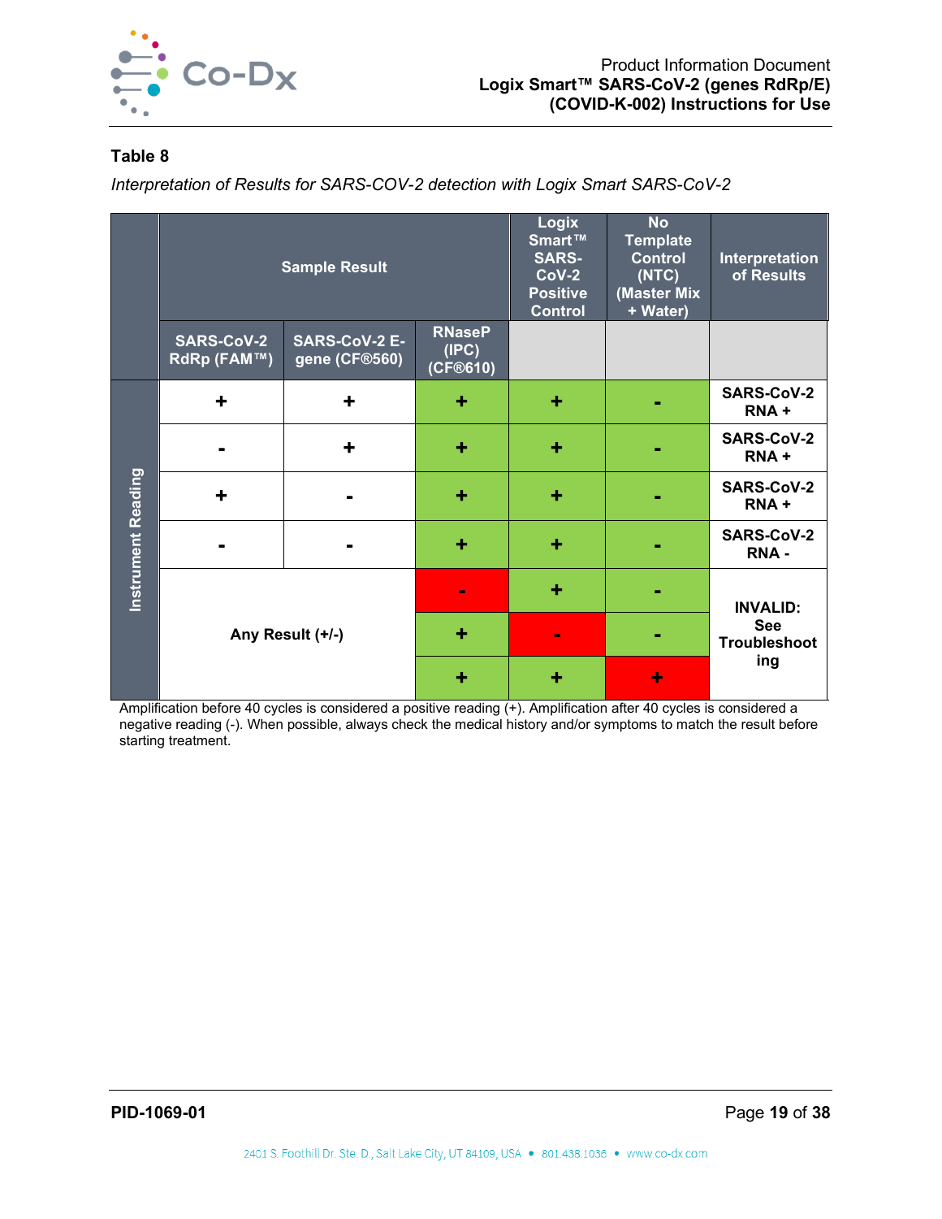**Table 8**

*Interpretation of Results for SARS-COV-2 detection with Logix Smart SARS-CoV-2*

| | Sample Result | | | Logix Smart™ SARS-CoV-2 Positive Control | No Template Control (NTC) (Master Mix + Water) | Interpretation of Results |
|---|---|---|---|---|---|---|
| | SARS-CoV-2 RdRp (FAM™) | SARS-CoV-2 E-gene (CF®560) | RNaseP (IPC) (CF®610) | | | |
| Instrument Reading | + | + | + | + | - | SARS-CoV-2 RNA + |
| | - | + | + | + | - | SARS-CoV-2 RNA + |
| | + | - | + | + | - | SARS-CoV-2 RNA + |
| | - | - | + | + | - | SARS-CoV-2 RNA - |
| | Any Result (+/-) | | - | + | - | INVALID: See Troubleshooting |
| | | | + | - | - | |
| | | | + | + | + | |

Amplification before 40 cycles is considered a positive reading (+). Amplification after 40 cycles is considered a negative reading (-). When possible, always check the medical history and/or symptoms to match the result before starting treatment.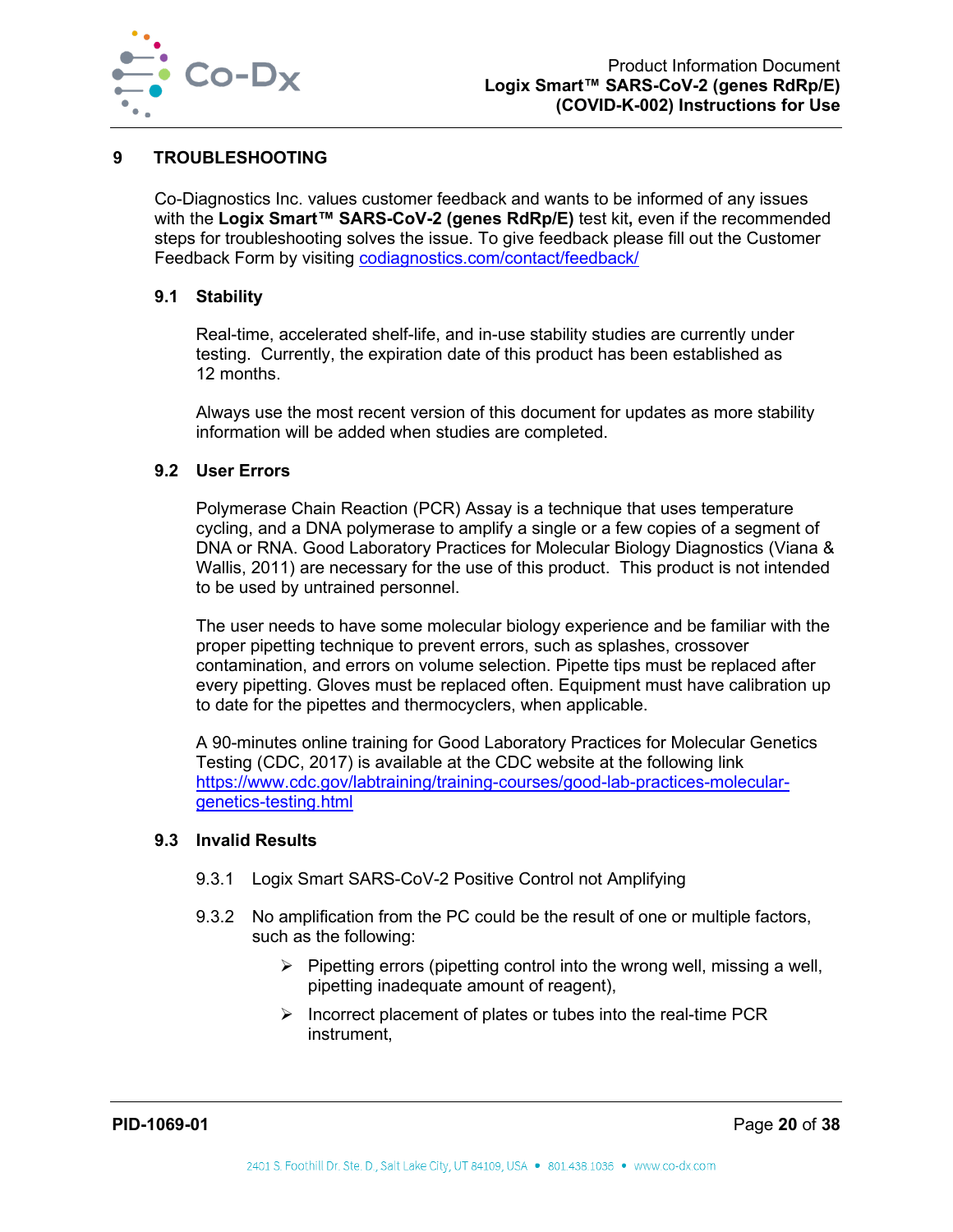# 9 TROUBLESHOOTING

Co-Diagnostics Inc. values customer feedback and wants to be informed of any issues with the **Logix Smart™ SARS-CoV-2 (genes RdRp/E)** test kit**,** even if the recommended steps for troubleshooting solves the issue. To give feedback please fill out the Customer Feedback Form by visiting codiagnostics.com/contact/feedback/

## 9.1 Stability

Real-time, accelerated shelf-life, and in-use stability studies are currently under testing. Currently, the expiration date of this product has been established as 12 months.

Always use the most recent version of this document for updates as more stability information will be added when studies are completed.

## 9.2 User Errors

Polymerase Chain Reaction (PCR) Assay is a technique that uses temperature cycling, and a DNA polymerase to amplify a single or a few copies of a segment of DNA or RNA. Good Laboratory Practices for Molecular Biology Diagnostics (Viana & Wallis, 2011) are necessary for the use of this product. This product is not intended to be used by untrained personnel.

The user needs to have some molecular biology experience and be familiar with the proper pipetting technique to prevent errors, such as splashes, crossover contamination, and errors on volume selection. Pipette tips must be replaced after every pipetting. Gloves must be replaced often. Equipment must have calibration up to date for the pipettes and thermocyclers, when applicable.

A 90-minutes online training for Good Laboratory Practices for Molecular Genetics Testing (CDC, 2017) is available at the CDC website at the following link https://www.cdc.gov/labtraining/training-courses/good-lab-practices-molecular-genetics-testing.html

## 9.3 Invalid Results

9.3.1 Logix Smart SARS-CoV-2 Positive Control not Amplifying

9.3.2 No amplification from the PC could be the result of one or multiple factors, such as the following:

- Pipetting errors (pipetting control into the wrong well, missing a well, pipetting inadequate amount of reagent),
- Incorrect placement of plates or tubes into the real-time PCR instrument,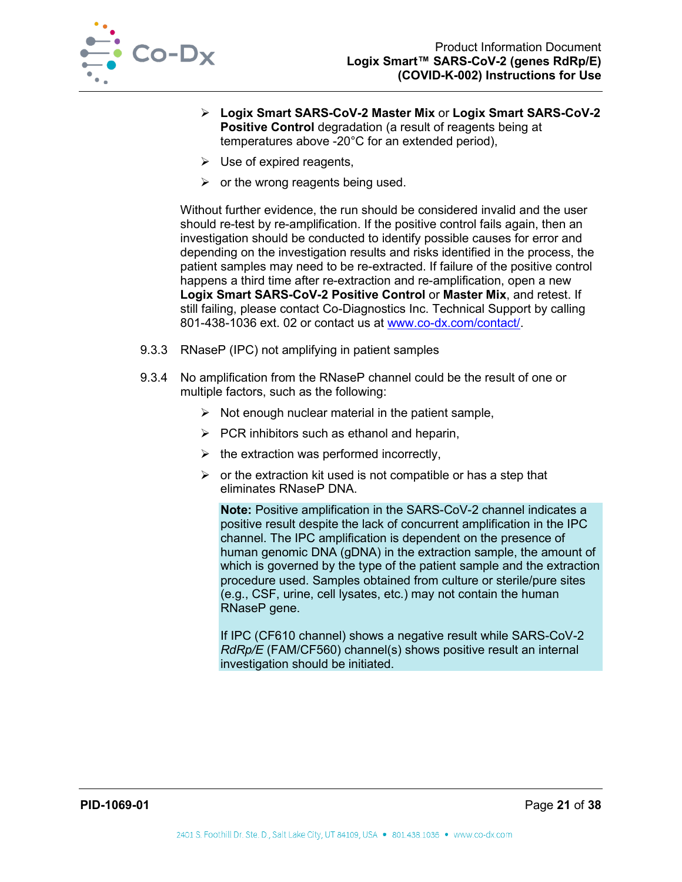- **Logix Smart SARS-CoV-2 Master Mix** or **Logix Smart SARS-CoV-2 Positive Control** degradation (a result of reagents being at temperatures above -20°C for an extended period),
- Use of expired reagents,
- or the wrong reagents being used.

Without further evidence, the run should be considered invalid and the user should re-test by re-amplification. If the positive control fails again, then an investigation should be conducted to identify possible causes for error and depending on the investigation results and risks identified in the process, the patient samples may need to be re-extracted. If failure of the positive control happens a third time after re-extraction and re-amplification, open a new **Logix Smart SARS-CoV-2 Positive Control** or **Master Mix**, and retest. If still failing, please contact Co-Diagnostics Inc. Technical Support by calling 801-438-1036 ext. 02 or contact us at [www.co-dx.com/contact/](www.co-dx.com/contact/).

9.3.3 RNaseP (IPC) not amplifying in patient samples

9.3.4 No amplification from the RNaseP channel could be the result of one or multiple factors, such as the following:

- Not enough nuclear material in the patient sample,
- PCR inhibitors such as ethanol and heparin,
- the extraction was performed incorrectly,
- or the extraction kit used is not compatible or has a step that eliminates RNaseP DNA.

> **Note:** Positive amplification in the SARS-CoV-2 channel indicates a positive result despite the lack of concurrent amplification in the IPC channel. The IPC amplification is dependent on the presence of human genomic DNA (gDNA) in the extraction sample, the amount of which is governed by the type of the patient sample and the extraction procedure used. Samples obtained from culture or sterile/pure sites (e.g., CSF, urine, cell lysates, etc.) may not contain the human RNaseP gene.
>
> If IPC (CF610 channel) shows a negative result while SARS-CoV-2 *RdRp/E* (FAM/CF560) channel(s) shows positive result an internal investigation should be initiated.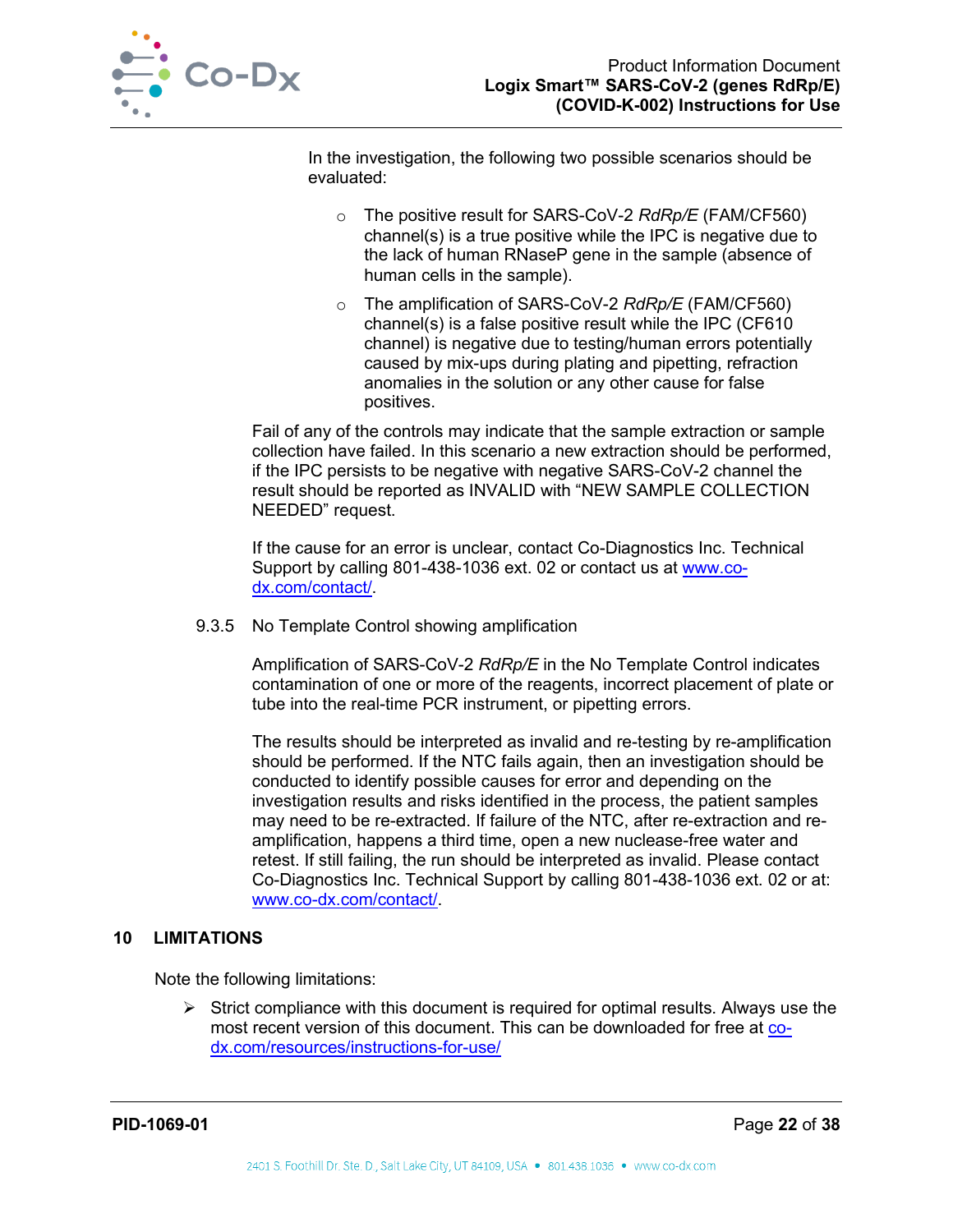In the investigation, the following two possible scenarios should be evaluated:

- The positive result for SARS-CoV-2 *RdRp/E* (FAM/CF560) channel(s) is a true positive while the IPC is negative due to the lack of human RNaseP gene in the sample (absence of human cells in the sample).
- The amplification of SARS-CoV-2 *RdRp/E* (FAM/CF560) channel(s) is a false positive result while the IPC (CF610 channel) is negative due to testing/human errors potentially caused by mix-ups during plating and pipetting, refraction anomalies in the solution or any other cause for false positives.

Fail of any of the controls may indicate that the sample extraction or sample collection have failed. In this scenario a new extraction should be performed, if the IPC persists to be negative with negative SARS-CoV-2 channel the result should be reported as INVALID with “NEW SAMPLE COLLECTION NEEDED” request.

If the cause for an error is unclear, contact Co-Diagnostics Inc. Technical Support by calling 801-438-1036 ext. 02 or contact us at [www.co-dx.com/contact/](www.co-dx.com/contact/).

### 9.3.5 No Template Control showing amplification

Amplification of SARS-CoV-2 *RdRp/E* in the No Template Control indicates contamination of one or more of the reagents, incorrect placement of plate or tube into the real-time PCR instrument, or pipetting errors.

The results should be interpreted as invalid and re-testing by re-amplification should be performed. If the NTC fails again, then an investigation should be conducted to identify possible causes for error and depending on the investigation results and risks identified in the process, the patient samples may need to be re-extracted. If failure of the NTC, after re-extraction and re-amplification, happens a third time, open a new nuclease-free water and retest. If still failing, the run should be interpreted as invalid. Please contact Co-Diagnostics Inc. Technical Support by calling 801-438-1036 ext. 02 or at: [www.co-dx.com/contact/](www.co-dx.com/contact/).

## 10 LIMITATIONS

Note the following limitations:

- Strict compliance with this document is required for optimal results. Always use the most recent version of this document. This can be downloaded for free at [co-dx.com/resources/instructions-for-use/](co-dx.com/resources/instructions-for-use/)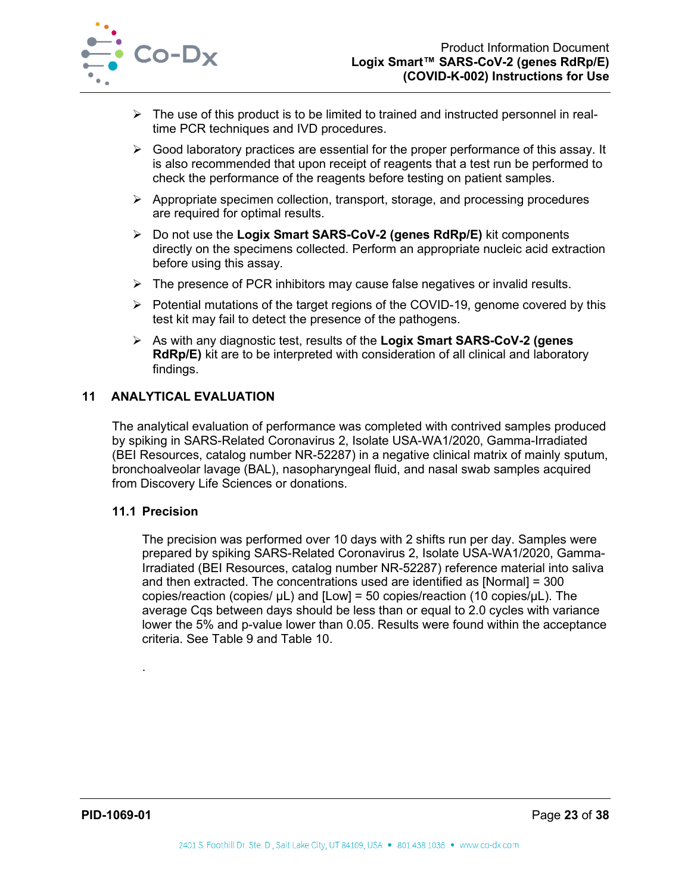- The use of this product is to be limited to trained and instructed personnel in real-time PCR techniques and IVD procedures.
- Good laboratory practices are essential for the proper performance of this assay. It is also recommended that upon receipt of reagents that a test run be performed to check the performance of the reagents before testing on patient samples.
- Appropriate specimen collection, transport, storage, and processing procedures are required for optimal results.
- Do not use the **Logix Smart SARS-CoV-2 (genes RdRp/E)** kit components directly on the specimens collected. Perform an appropriate nucleic acid extraction before using this assay.
- The presence of PCR inhibitors may cause false negatives or invalid results.
- Potential mutations of the target regions of the COVID-19, genome covered by this test kit may fail to detect the presence of the pathogens.
- As with any diagnostic test, results of the **Logix Smart SARS-CoV-2 (genes RdRp/E)** kit are to be interpreted with consideration of all clinical and laboratory findings.

## 11 ANALYTICAL EVALUATION

The analytical evaluation of performance was completed with contrived samples produced by spiking in SARS-Related Coronavirus 2, Isolate USA-WA1/2020, Gamma-Irradiated (BEI Resources, catalog number NR-52287) in a negative clinical matrix of mainly sputum, bronchoalveolar lavage (BAL), nasopharyngeal fluid, and nasal swab samples acquired from Discovery Life Sciences or donations.

### 11.1 Precision

The precision was performed over 10 days with 2 shifts run per day. Samples were prepared by spiking SARS-Related Coronavirus 2, Isolate USA-WA1/2020, Gamma-Irradiated (BEI Resources, catalog number NR-52287) reference material into saliva and then extracted. The concentrations used are identified as [Normal] = 300 copies/reaction (copies/ µL) and [Low] = 50 copies/reaction (10 copies/µL). The average Cqs between days should be less than or equal to 2.0 cycles with variance lower the 5% and p-value lower than 0.05. Results were found within the acceptance criteria. See Table 9 and Table 10.

.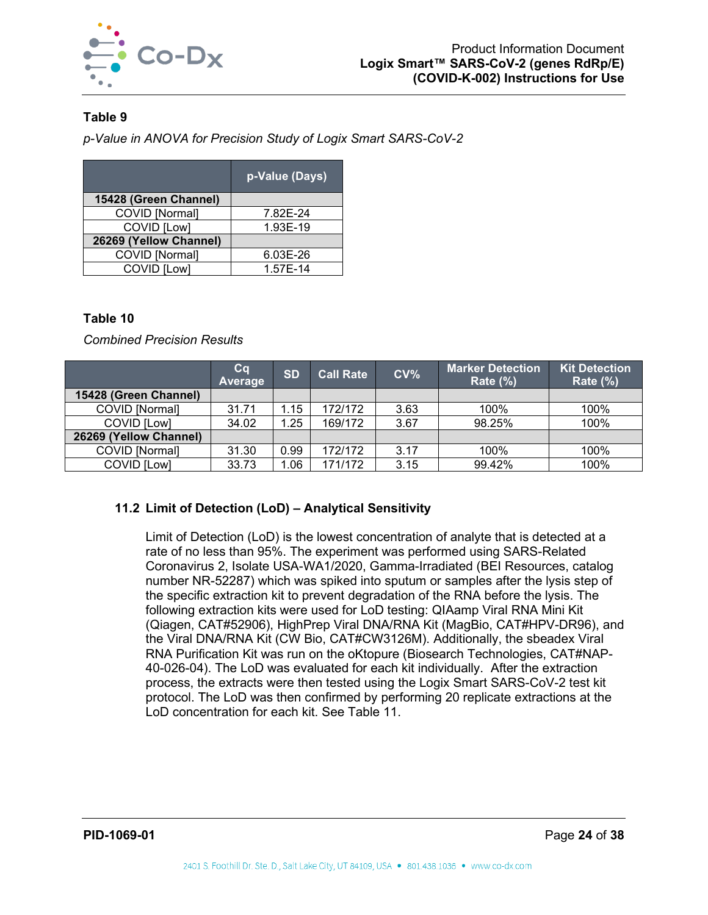**Table 9**

*p-Value in ANOVA for Precision Study of Logix Smart SARS-CoV-2*

| | p-Value (Days) |
|---|---|
| **15428 (Green Channel)** | |
| COVID [Normal] | 7.82E-24 |
| COVID [Low] | 1.93E-19 |
| **26269 (Yellow Channel)** | |
| COVID [Normal] | 6.03E-26 |
| COVID [Low] | 1.57E-14 |

**Table 10**

*Combined Precision Results*

| | Cq Average | SD | Call Rate | CV% | Marker Detection Rate (%) | Kit Detection Rate (%) |
|---|---|---|---|---|---|---|
| **15428 (Green Channel)** | | | | | | |
| COVID [Normal] | 31.71 | 1.15 | 172/172 | 3.63 | 100% | 100% |
| COVID [Low] | 34.02 | 1.25 | 169/172 | 3.67 | 98.25% | 100% |
| **26269 (Yellow Channel)** | | | | | | |
| COVID [Normal] | 31.30 | 0.99 | 172/172 | 3.17 | 100% | 100% |
| COVID [Low] | 33.73 | 1.06 | 171/172 | 3.15 | 99.42% | 100% |

### 11.2 Limit of Detection (LoD) – Analytical Sensitivity

Limit of Detection (LoD) is the lowest concentration of analyte that is detected at a rate of no less than 95%. The experiment was performed using SARS-Related Coronavirus 2, Isolate USA-WA1/2020, Gamma-Irradiated (BEI Resources, catalog number NR-52287) which was spiked into sputum or samples after the lysis step of the specific extraction kit to prevent degradation of the RNA before the lysis. The following extraction kits were used for LoD testing: QIAamp Viral RNA Mini Kit (Qiagen, CAT#52906), HighPrep Viral DNA/RNA Kit (MagBio, CAT#HPV-DR96), and the Viral DNA/RNA Kit (CW Bio, CAT#CW3126M). Additionally, the sbeadex Viral RNA Purification Kit was run on the oKtopure (Biosearch Technologies, CAT#NAP-40-026-04). The LoD was evaluated for each kit individually. After the extraction process, the extracts were then tested using the Logix Smart SARS-CoV-2 test kit protocol. The LoD was then confirmed by performing 20 replicate extractions at the LoD concentration for each kit. See Table 11.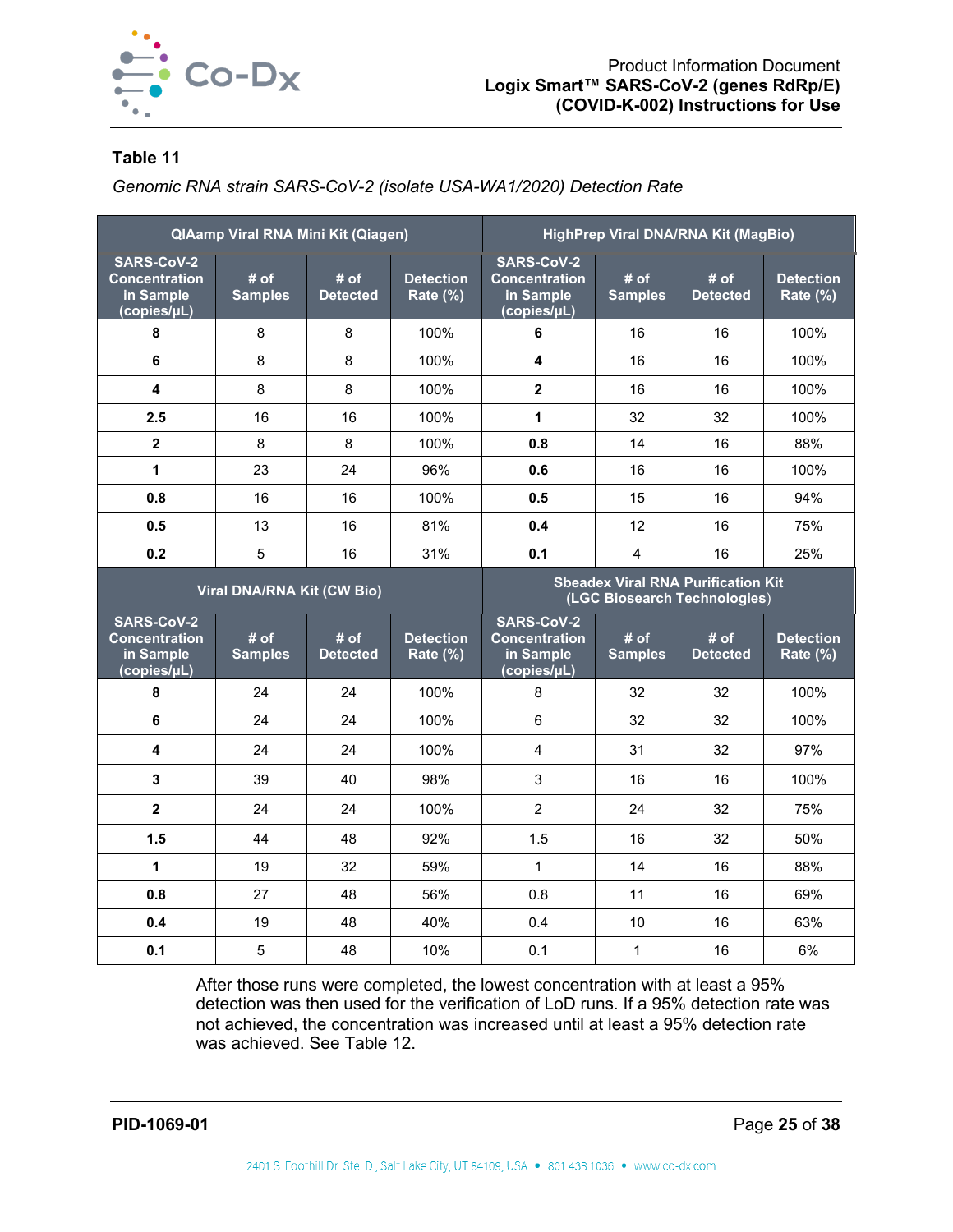**Table 11**

*Genomic RNA strain SARS-CoV-2 (isolate USA-WA1/2020) Detection Rate*

| QIAamp Viral RNA Mini Kit (Qiagen) | | | | HighPrep Viral DNA/RNA Kit (MagBio) | | | |
|---|---|---|---|---|---|---|---|
| SARS-CoV-2 Concentration in Sample (copies/µL) | # of Samples | # of Detected | Detection Rate (%) | SARS-CoV-2 Concentration in Sample (copies/µL) | # of Samples | # of Detected | Detection Rate (%) |
| **8** | 8 | 8 | 100% | **6** | 16 | 16 | 100% |
| **6** | 8 | 8 | 100% | **4** | 16 | 16 | 100% |
| **4** | 8 | 8 | 100% | **2** | 16 | 16 | 100% |
| **2.5** | 16 | 16 | 100% | **1** | 32 | 32 | 100% |
| **2** | 8 | 8 | 100% | **0.8** | 14 | 16 | 88% |
| **1** | 23 | 24 | 96% | **0.6** | 16 | 16 | 100% |
| **0.8** | 16 | 16 | 100% | **0.5** | 15 | 16 | 94% |
| **0.5** | 13 | 16 | 81% | **0.4** | 12 | 16 | 75% |
| **0.2** | 5 | 16 | 31% | **0.1** | 4 | 16 | 25% |
| **Viral DNA/RNA Kit (CW Bio)** | | | | **Sbeadex Viral RNA Purification Kit (LGC Biosearch Technologies)** | | | |
| **SARS-CoV-2 Concentration in Sample (copies/µL)** | **# of Samples** | **# of Detected** | **Detection Rate (%)** | **SARS-CoV-2 Concentration in Sample (copies/µL)** | **# of Samples** | **# of Detected** | **Detection Rate (%)** |
| **8** | 24 | 24 | 100% | 8 | 32 | 32 | 100% |
| **6** | 24 | 24 | 100% | 6 | 32 | 32 | 100% |
| **4** | 24 | 24 | 100% | 4 | 31 | 32 | 97% |
| **3** | 39 | 40 | 98% | 3 | 16 | 16 | 100% |
| **2** | 24 | 24 | 100% | 2 | 24 | 32 | 75% |
| **1.5** | 44 | 48 | 92% | 1.5 | 16 | 32 | 50% |
| **1** | 19 | 32 | 59% | 1 | 14 | 16 | 88% |
| **0.8** | 27 | 48 | 56% | 0.8 | 11 | 16 | 69% |
| **0.4** | 19 | 48 | 40% | 0.4 | 10 | 16 | 63% |
| **0.1** | 5 | 48 | 10% | 0.1 | 1 | 16 | 6% |

After those runs were completed, the lowest concentration with at least a 95% detection was then used for the verification of LoD runs. If a 95% detection rate was not achieved, the concentration was increased until at least a 95% detection rate was achieved. See Table 12.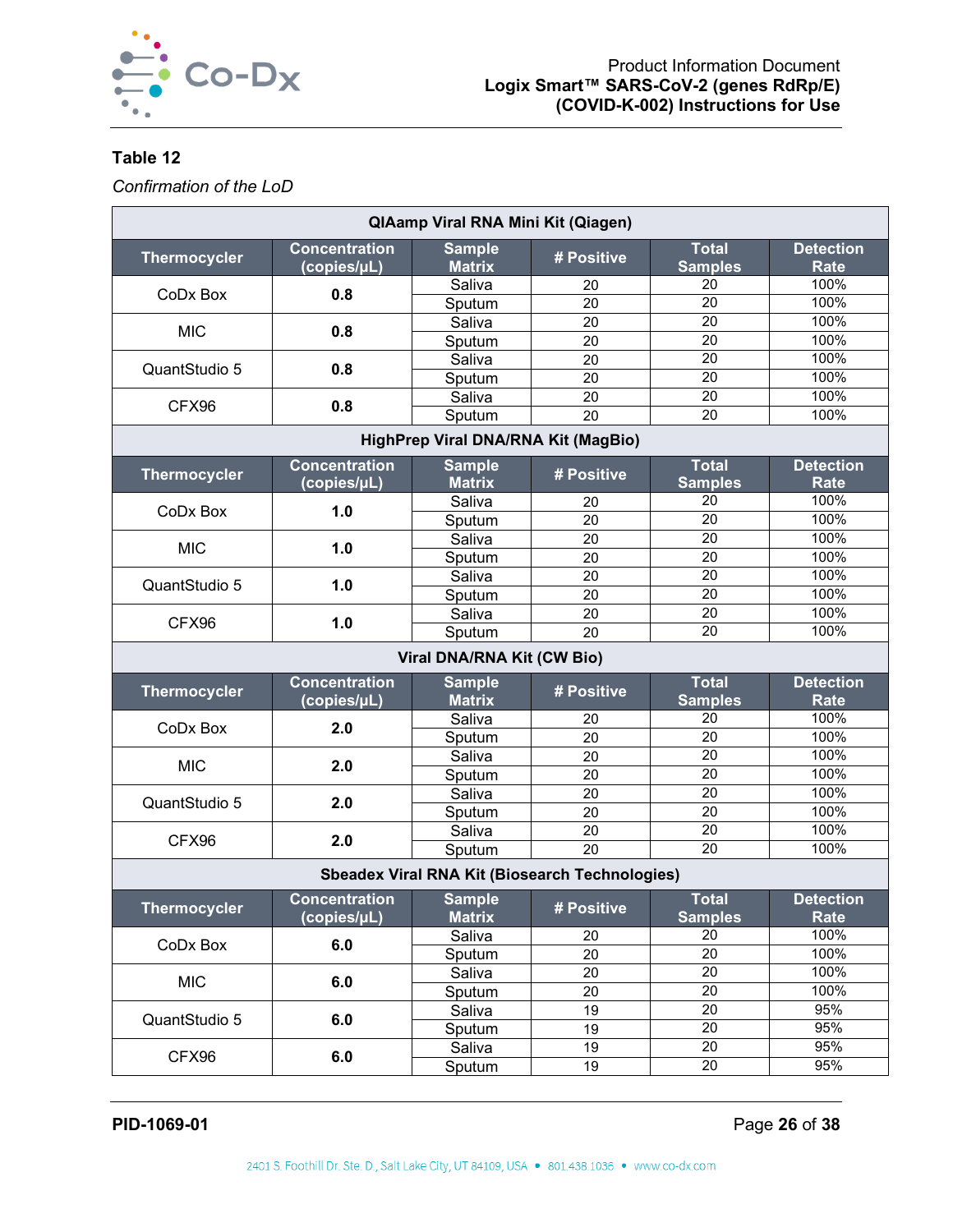**Table 12**

*Confirmation of the LoD*

| QIAamp Viral RNA Mini Kit (Qiagen) | | | | | |
|---|---|---|---|---|---|
| **Thermocycler** | **Concentration (copies/µL)** | **Sample Matrix** | **# Positive** | **Total Samples** | **Detection Rate** |
| CoDx Box | **0.8** | Saliva | 20 | 20 | 100% |
| | | Sputum | 20 | 20 | 100% |
| MIC | **0.8** | Saliva | 20 | 20 | 100% |
| | | Sputum | 20 | 20 | 100% |
| QuantStudio 5 | **0.8** | Saliva | 20 | 20 | 100% |
| | | Sputum | 20 | 20 | 100% |
| CFX96 | **0.8** | Saliva | 20 | 20 | 100% |
| | | Sputum | 20 | 20 | 100% |
| **HighPrep Viral DNA/RNA Kit (MagBio)** | | | | | |
| **Thermocycler** | **Concentration (copies/µL)** | **Sample Matrix** | **# Positive** | **Total Samples** | **Detection Rate** |
| CoDx Box | **1.0** | Saliva | 20 | 20 | 100% |
| | | Sputum | 20 | 20 | 100% |
| MIC | **1.0** | Saliva | 20 | 20 | 100% |
| | | Sputum | 20 | 20 | 100% |
| QuantStudio 5 | **1.0** | Saliva | 20 | 20 | 100% |
| | | Sputum | 20 | 20 | 100% |
| CFX96 | **1.0** | Saliva | 20 | 20 | 100% |
| | | Sputum | 20 | 20 | 100% |
| **Viral DNA/RNA Kit (CW Bio)** | | | | | |
| **Thermocycler** | **Concentration (copies/µL)** | **Sample Matrix** | **# Positive** | **Total Samples** | **Detection Rate** |
| CoDx Box | **2.0** | Saliva | 20 | 20 | 100% |
| | | Sputum | 20 | 20 | 100% |
| MIC | **2.0** | Saliva | 20 | 20 | 100% |
| | | Sputum | 20 | 20 | 100% |
| QuantStudio 5 | **2.0** | Saliva | 20 | 20 | 100% |
| | | Sputum | 20 | 20 | 100% |
| CFX96 | **2.0** | Saliva | 20 | 20 | 100% |
| | | Sputum | 20 | 20 | 100% |
| **Sbeadex Viral RNA Kit (Biosearch Technologies)** | | | | | |
| **Thermocycler** | **Concentration (copies/µL)** | **Sample Matrix** | **# Positive** | **Total Samples** | **Detection Rate** |
| CoDx Box | **6.0** | Saliva | 20 | 20 | 100% |
| | | Sputum | 20 | 20 | 100% |
| MIC | **6.0** | Saliva | 20 | 20 | 100% |
| | | Sputum | 20 | 20 | 100% |
| QuantStudio 5 | **6.0** | Saliva | 19 | 20 | 95% |
| | | Sputum | 19 | 20 | 95% |
| CFX96 | **6.0** | Saliva | 19 | 20 | 95% |
| | | Sputum | 19 | 20 | 95% |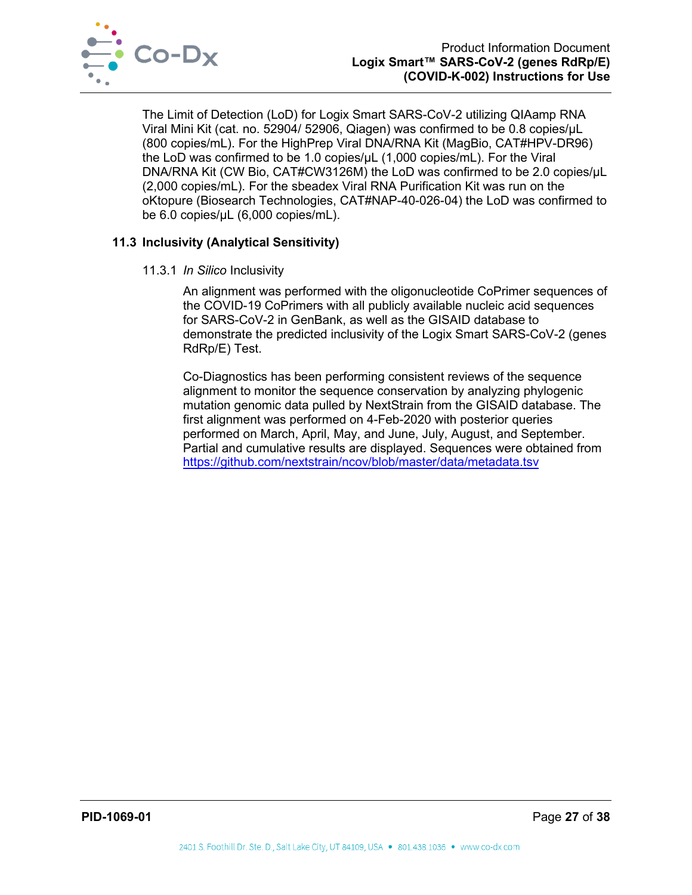The Limit of Detection (LoD) for Logix Smart SARS-CoV-2 utilizing QIAamp RNA Viral Mini Kit (cat. no. 52904/ 52906, Qiagen) was confirmed to be 0.8 copies/µL (800 copies/mL). For the HighPrep Viral DNA/RNA Kit (MagBio, CAT#HPV-DR96) the LoD was confirmed to be 1.0 copies/µL (1,000 copies/mL). For the Viral DNA/RNA Kit (CW Bio, CAT#CW3126M) the LoD was confirmed to be 2.0 copies/µL (2,000 copies/mL). For the sbeadex Viral RNA Purification Kit was run on the oKtopure (Biosearch Technologies, CAT#NAP-40-026-04) the LoD was confirmed to be 6.0 copies/µL (6,000 copies/mL).

## 11.3 Inclusivity (Analytical Sensitivity)

### 11.3.1 *In Silico* Inclusivity

An alignment was performed with the oligonucleotide CoPrimer sequences of the COVID-19 CoPrimers with all publicly available nucleic acid sequences for SARS-CoV-2 in GenBank, as well as the GISAID database to demonstrate the predicted inclusivity of the Logix Smart SARS-CoV-2 (genes RdRp/E) Test.

Co-Diagnostics has been performing consistent reviews of the sequence alignment to monitor the sequence conservation by analyzing phylogenic mutation genomic data pulled by NextStrain from the GISAID database. The first alignment was performed on 4-Feb-2020 with posterior queries performed on March, April, May, and June, July, August, and September. Partial and cumulative results are displayed. Sequences were obtained from https://github.com/nextstrain/ncov/blob/master/data/metadata.tsv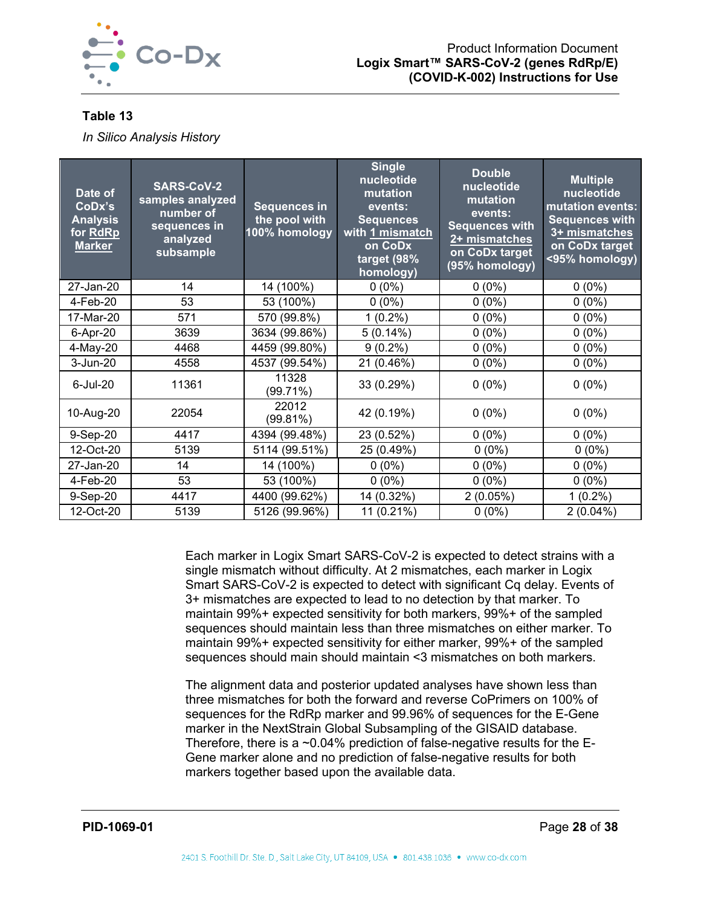**Table 13**

*In Silico Analysis History*

| Date of CoDx's Analysis for RdRp Marker | SARS-CoV-2 samples analyzed number of sequences in analyzed subsample | Sequences in the pool with 100% homology | Single nucleotide mutation events: Sequences with 1 mismatch on CoDx target (98% homology) | Double nucleotide mutation events: Sequences with 2+ mismatches on CoDx target (95% homology) | Multiple nucleotide mutation events: Sequences with 3+ mismatches on CoDx target <95% homology) |
|---|---|---|---|---|---|
| 27-Jan-20 | 14 | 14 (100%) | 0 (0%) | 0 (0%) | 0 (0%) |
| 4-Feb-20 | 53 | 53 (100%) | 0 (0%) | 0 (0%) | 0 (0%) |
| 17-Mar-20 | 571 | 570 (99.8%) | 1 (0.2%) | 0 (0%) | 0 (0%) |
| 6-Apr-20 | 3639 | 3634 (99.86%) | 5 (0.14%) | 0 (0%) | 0 (0%) |
| 4-May-20 | 4468 | 4459 (99.80%) | 9 (0.2%) | 0 (0%) | 0 (0%) |
| 3-Jun-20 | 4558 | 4537 (99.54%) | 21 (0.46%) | 0 (0%) | 0 (0%) |
| 6-Jul-20 | 11361 | 11328 (99.71%) | 33 (0.29%) | 0 (0%) | 0 (0%) |
| 10-Aug-20 | 22054 | 22012 (99.81%) | 42 (0.19%) | 0 (0%) | 0 (0%) |
| 9-Sep-20 | 4417 | 4394 (99.48%) | 23 (0.52%) | 0 (0%) | 0 (0%) |
| 12-Oct-20 | 5139 | 5114 (99.51%) | 25 (0.49%) | 0 (0%) | 0 (0%) |
| 27-Jan-20 | 14 | 14 (100%) | 0 (0%) | 0 (0%) | 0 (0%) |
| 4-Feb-20 | 53 | 53 (100%) | 0 (0%) | 0 (0%) | 0 (0%) |
| 9-Sep-20 | 4417 | 4400 (99.62%) | 14 (0.32%) | 2 (0.05%) | 1 (0.2%) |
| 12-Oct-20 | 5139 | 5126 (99.96%) | 11 (0.21%) | 0 (0%) | 2 (0.04%) |

Each marker in Logix Smart SARS-CoV-2 is expected to detect strains with a single mismatch without difficulty. At 2 mismatches, each marker in Logix Smart SARS-CoV-2 is expected to detect with significant Cq delay. Events of 3+ mismatches are expected to lead to no detection by that marker. To maintain 99%+ expected sensitivity for both markers, 99%+ of the sampled sequences should maintain less than three mismatches on either marker. To maintain 99%+ expected sensitivity for either marker, 99%+ of the sampled sequences should main should maintain <3 mismatches on both markers.

The alignment data and posterior updated analyses have shown less than three mismatches for both the forward and reverse CoPrimers on 100% of sequences for the RdRp marker and 99.96% of sequences for the E-Gene marker in the NextStrain Global Subsampling of the GISAID database. Therefore, there is a ~0.04% prediction of false-negative results for the E-Gene marker alone and no prediction of false-negative results for both markers together based upon the available data.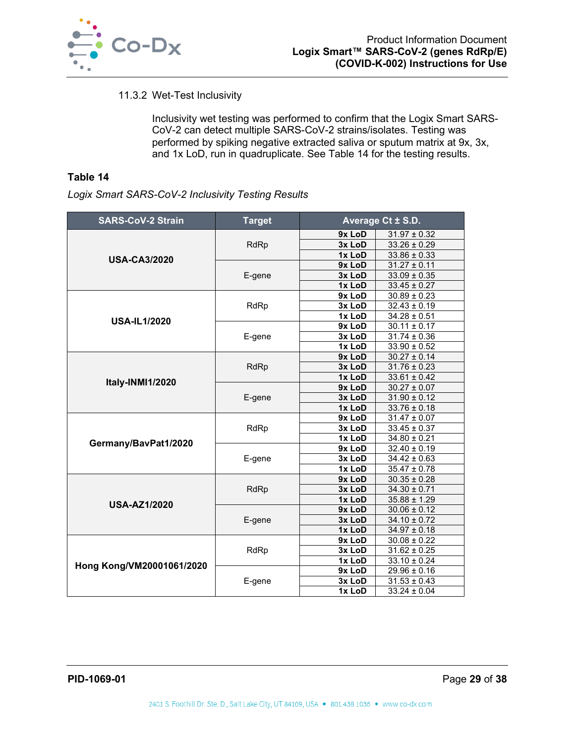### 11.3.2 Wet-Test Inclusivity

Inclusivity wet testing was performed to confirm that the Logix Smart SARS-CoV-2 can detect multiple SARS-CoV-2 strains/isolates. Testing was performed by spiking negative extracted saliva or sputum matrix at 9x, 3x, and 1x LoD, run in quadruplicate. See Table 14 for the testing results.

**Table 14**

*Logix Smart SARS-CoV-2 Inclusivity Testing Results*

| SARS-CoV-2 Strain | Target | Average Ct ± S.D. | |
|---|---|---|---|
| **USA-CA3/2020** | RdRp | **9x LoD** | 31.97 ± 0.32 |
| | | **3x LoD** | 33.26 ± 0.29 |
| | | **1x LoD** | 33.86 ± 0.33 |
| | E-gene | **9x LoD** | 31.27 ± 0.11 |
| | | **3x LoD** | 33.09 ± 0.35 |
| | | **1x LoD** | 33.45 ± 0.27 |
| **USA-IL1/2020** | RdRp | **9x LoD** | 30.89 ± 0.23 |
| | | **3x LoD** | 32.43 ± 0.19 |
| | | **1x LoD** | 34.28 ± 0.51 |
| | E-gene | **9x LoD** | 30.11 ± 0.17 |
| | | **3x LoD** | 31.74 ± 0.36 |
| | | **1x LoD** | 33.90 ± 0.52 |
| **Italy-INMI1/2020** | RdRp | **9x LoD** | 30.27 ± 0.14 |
| | | **3x LoD** | 31.76 ± 0.23 |
| | | **1x LoD** | 33.61 ± 0.42 |
| | E-gene | **9x LoD** | 30.27 ± 0.07 |
| | | **3x LoD** | 31.90 ± 0.12 |
| | | **1x LoD** | 33.76 ± 0.18 |
| **Germany/BavPat1/2020** | RdRp | **9x LoD** | 31.47 ± 0.07 |
| | | **3x LoD** | 33.45 ± 0.37 |
| | | **1x LoD** | 34.80 ± 0.21 |
| | E-gene | **9x LoD** | 32.40 ± 0.19 |
| | | **3x LoD** | 34.42 ± 0.63 |
| | | **1x LoD** | 35.47 ± 0.78 |
| **USA-AZ1/2020** | RdRp | **9x LoD** | 30.35 ± 0.28 |
| | | **3x LoD** | 34.30 ± 0.71 |
| | | **1x LoD** | 35.88 ± 1.29 |
| | E-gene | **9x LoD** | 30.06 ± 0.12 |
| | | **3x LoD** | 34.10 ± 0.72 |
| | | **1x LoD** | 34.97 ± 0.18 |
| **Hong Kong/VM20001061/2020** | RdRp | **9x LoD** | 30.08 ± 0.22 |
| | | **3x LoD** | 31.62 ± 0.25 |
| | | **1x LoD** | 33.10 ± 0.24 |
| | E-gene | **9x LoD** | 29.96 ± 0.16 |
| | | **3x LoD** | 31.53 ± 0.43 |
| | | **1x LoD** | 33.24 ± 0.04 |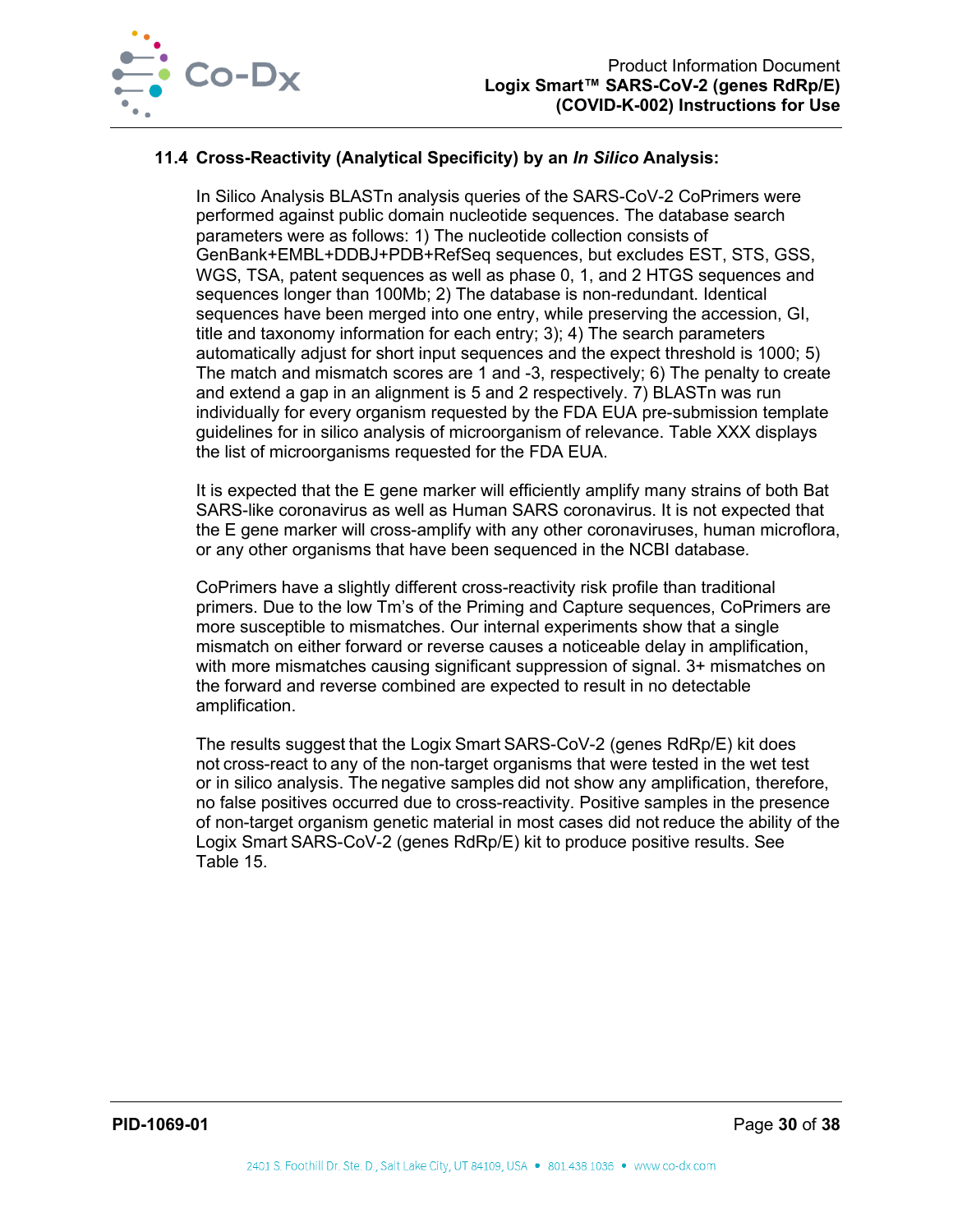### 11.4 Cross-Reactivity (Analytical Specificity) by an *In Silico* Analysis:

In Silico Analysis BLASTn analysis queries of the SARS-CoV-2 CoPrimers were performed against public domain nucleotide sequences. The database search parameters were as follows: 1) The nucleotide collection consists of GenBank+EMBL+DDBJ+PDB+RefSeq sequences, but excludes EST, STS, GSS, WGS, TSA, patent sequences as well as phase 0, 1, and 2 HTGS sequences and sequences longer than 100Mb; 2) The database is non-redundant. Identical sequences have been merged into one entry, while preserving the accession, GI, title and taxonomy information for each entry; 3); 4) The search parameters automatically adjust for short input sequences and the expect threshold is 1000; 5) The match and mismatch scores are 1 and -3, respectively; 6) The penalty to create and extend a gap in an alignment is 5 and 2 respectively. 7) BLASTn was run individually for every organism requested by the FDA EUA pre-submission template guidelines for in silico analysis of microorganism of relevance. Table XXX displays the list of microorganisms requested for the FDA EUA.

It is expected that the E gene marker will efficiently amplify many strains of both Bat SARS-like coronavirus as well as Human SARS coronavirus. It is not expected that the E gene marker will cross-amplify with any other coronaviruses, human microflora, or any other organisms that have been sequenced in the NCBI database.

CoPrimers have a slightly different cross-reactivity risk profile than traditional primers. Due to the low Tm's of the Priming and Capture sequences, CoPrimers are more susceptible to mismatches. Our internal experiments show that a single mismatch on either forward or reverse causes a noticeable delay in amplification, with more mismatches causing significant suppression of signal. 3+ mismatches on the forward and reverse combined are expected to result in no detectable amplification.

The results suggest that the Logix Smart SARS-CoV-2 (genes RdRp/E) kit does not cross-react to any of the non-target organisms that were tested in the wet test or in silico analysis. The negative samples did not show any amplification, therefore, no false positives occurred due to cross-reactivity. Positive samples in the presence of non-target organism genetic material in most cases did not reduce the ability of the Logix Smart SARS-CoV-2 (genes RdRp/E) kit to produce positive results. See Table 15.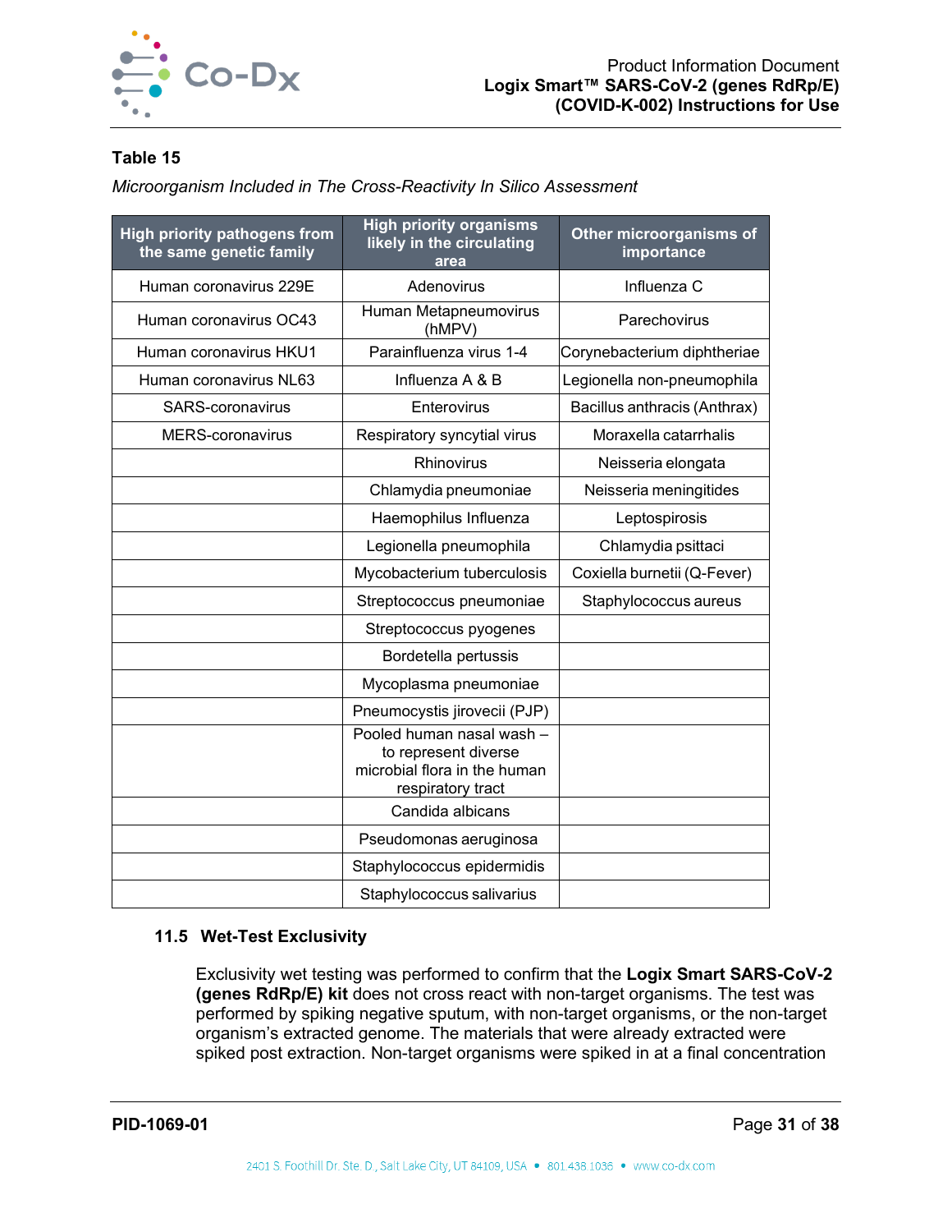**Table 15**

*Microorganism Included in The Cross-Reactivity In Silico Assessment*

| High priority pathogens from the same genetic family | High priority organisms likely in the circulating area | Other microorganisms of importance |
|---|---|---|
| Human coronavirus 229E | Adenovirus | Influenza C |
| Human coronavirus OC43 | Human Metapneumovirus (hMPV) | Parechovirus |
| Human coronavirus HKU1 | Parainfluenza virus 1-4 | Corynebacterium diphtheriae |
| Human coronavirus NL63 | Influenza A & B | Legionella non-pneumophila |
| SARS-coronavirus | Enterovirus | Bacillus anthracis (Anthrax) |
| MERS-coronavirus | Respiratory syncytial virus | Moraxella catarrhalis |
| | Rhinovirus | Neisseria elongata |
| | Chlamydia pneumoniae | Neisseria meningitides |
| | Haemophilus Influenza | Leptospirosis |
| | Legionella pneumophila | Chlamydia psittaci |
| | Mycobacterium tuberculosis | Coxiella burnetii (Q-Fever) |
| | Streptococcus pneumoniae | Staphylococcus aureus |
| | Streptococcus pyogenes | |
| | Bordetella pertussis | |
| | Mycoplasma pneumoniae | |
| | Pneumocystis jirovecii (PJP) | |
| | Pooled human nasal wash – to represent diverse microbial flora in the human respiratory tract | |
| | Candida albicans | |
| | Pseudomonas aeruginosa | |
| | Staphylococcus epidermidis | |
| | Staphylococcus salivarius | |

### 11.5 Wet-Test Exclusivity

Exclusivity wet testing was performed to confirm that the **Logix Smart SARS-CoV-2 (genes RdRp/E) kit** does not cross react with non-target organisms. The test was performed by spiking negative sputum, with non-target organisms, or the non-target organism's extracted genome. The materials that were already extracted were spiked post extraction. Non-target organisms were spiked in at a final concentration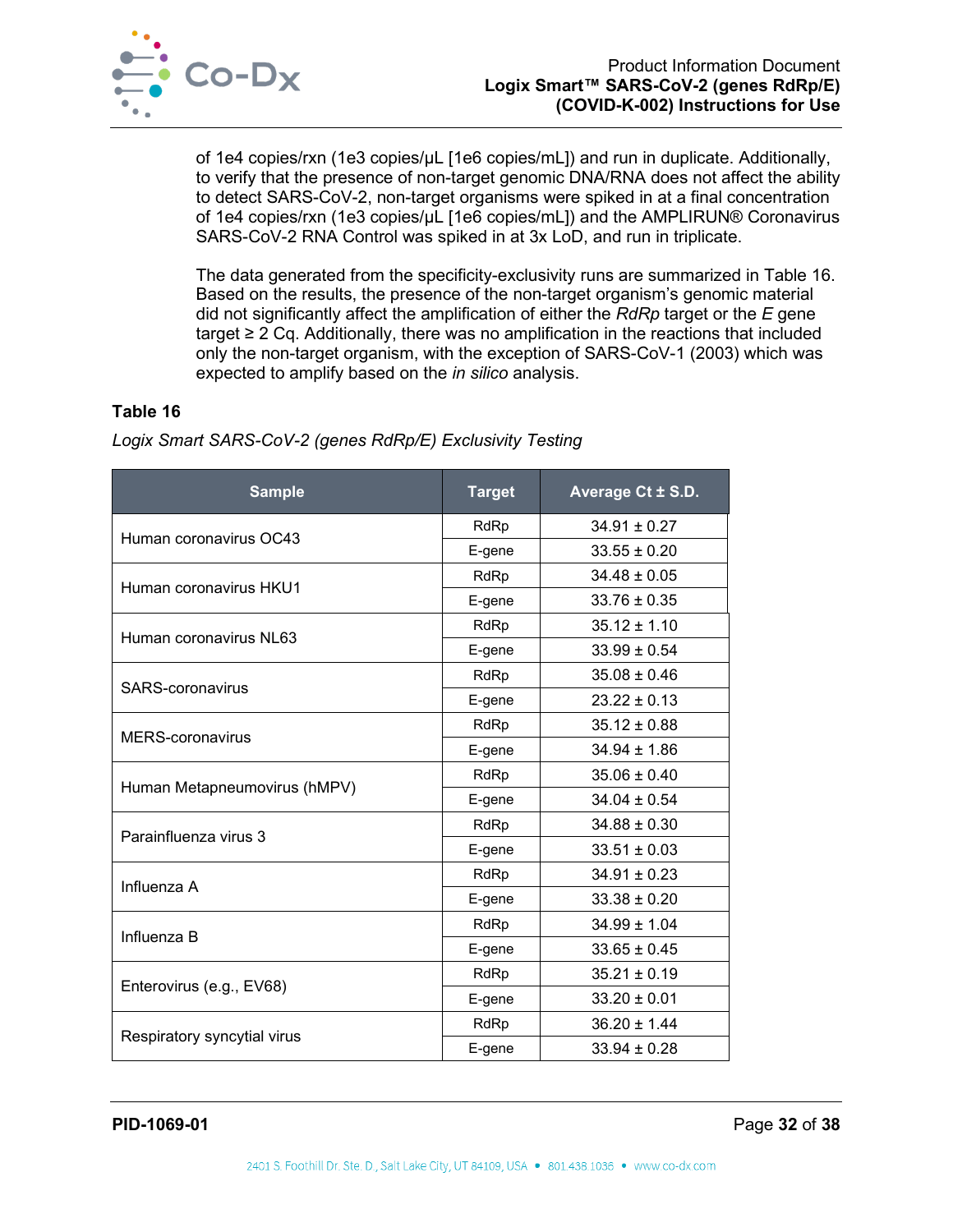of 1e4 copies/rxn (1e3 copies/µL [1e6 copies/mL]) and run in duplicate. Additionally, to verify that the presence of non-target genomic DNA/RNA does not affect the ability to detect SARS-CoV-2, non-target organisms were spiked in at a final concentration of 1e4 copies/rxn (1e3 copies/µL [1e6 copies/mL]) and the AMPLIRUN® Coronavirus SARS-CoV-2 RNA Control was spiked in at 3x LoD, and run in triplicate.

The data generated from the specificity-exclusivity runs are summarized in Table 16. Based on the results, the presence of the non-target organism's genomic material did not significantly affect the amplification of either the *RdRp* target or the *E* gene target ≥ 2 Cq. Additionally, there was no amplification in the reactions that included only the non-target organism, with the exception of SARS-CoV-1 (2003) which was expected to amplify based on the *in silico* analysis.

**Table 16**

*Logix Smart SARS-CoV-2 (genes RdRp/E) Exclusivity Testing*

| Sample | Target | Average Ct ± S.D. |
|---|---|---|
| Human coronavirus OC43 | RdRp | 34.91 ± 0.27 |
| | E-gene | 33.55 ± 0.20 |
| Human coronavirus HKU1 | RdRp | 34.48 ± 0.05 |
| | E-gene | 33.76 ± 0.35 |
| Human coronavirus NL63 | RdRp | 35.12 ± 1.10 |
| | E-gene | 33.99 ± 0.54 |
| SARS-coronavirus | RdRp | 35.08 ± 0.46 |
| | E-gene | 23.22 ± 0.13 |
| MERS-coronavirus | RdRp | 35.12 ± 0.88 |
| | E-gene | 34.94 ± 1.86 |
| Human Metapneumovirus (hMPV) | RdRp | 35.06 ± 0.40 |
| | E-gene | 34.04 ± 0.54 |
| Parainfluenza virus 3 | RdRp | 34.88 ± 0.30 |
| | E-gene | 33.51 ± 0.03 |
| Influenza A | RdRp | 34.91 ± 0.23 |
| | E-gene | 33.38 ± 0.20 |
| Influenza B | RdRp | 34.99 ± 1.04 |
| | E-gene | 33.65 ± 0.45 |
| Enterovirus (e.g., EV68) | RdRp | 35.21 ± 0.19 |
| | E-gene | 33.20 ± 0.01 |
| Respiratory syncytial virus | RdRp | 36.20 ± 1.44 |
| | E-gene | 33.94 ± 0.28 |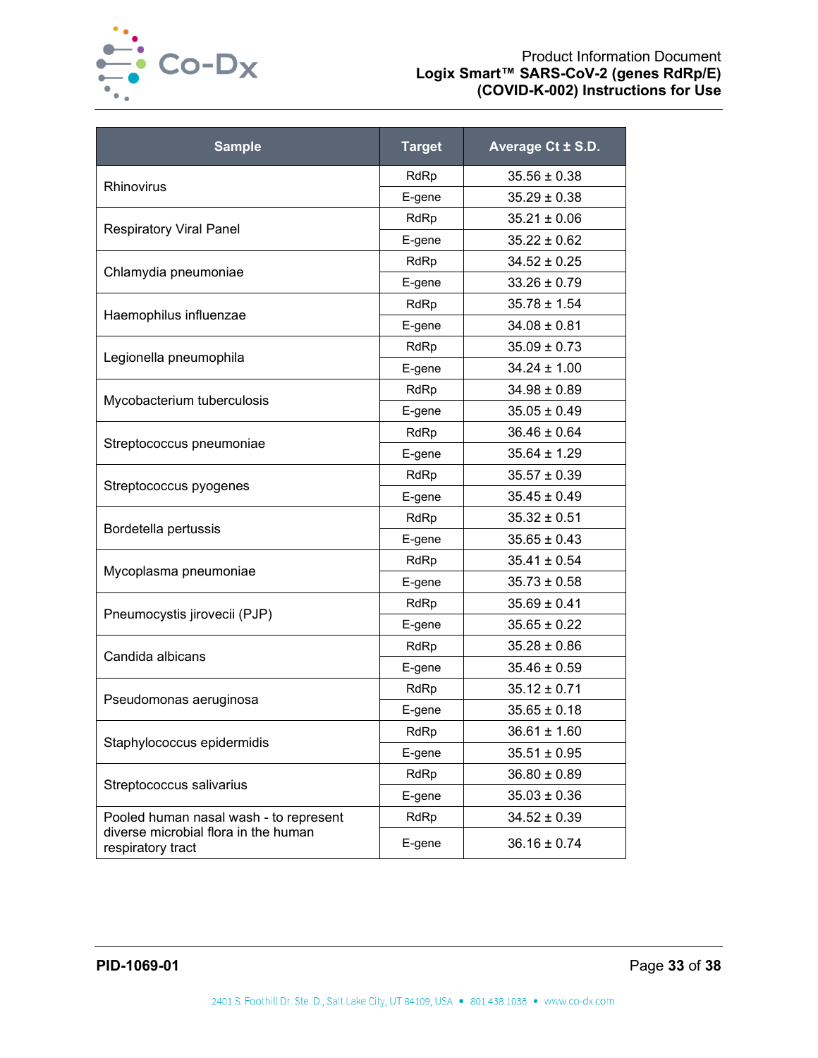| Sample | Target | Average Ct ± S.D. |
|---|---|---|
| Rhinovirus | RdRp | 35.56 ± 0.38 |
| | E-gene | 35.29 ± 0.38 |
| Respiratory Viral Panel | RdRp | 35.21 ± 0.06 |
| | E-gene | 35.22 ± 0.62 |
| Chlamydia pneumoniae | RdRp | 34.52 ± 0.25 |
| | E-gene | 33.26 ± 0.79 |
| Haemophilus influenzae | RdRp | 35.78 ± 1.54 |
| | E-gene | 34.08 ± 0.81 |
| Legionella pneumophila | RdRp | 35.09 ± 0.73 |
| | E-gene | 34.24 ± 1.00 |
| Mycobacterium tuberculosis | RdRp | 34.98 ± 0.89 |
| | E-gene | 35.05 ± 0.49 |
| Streptococcus pneumoniae | RdRp | 36.46 ± 0.64 |
| | E-gene | 35.64 ± 1.29 |
| Streptococcus pyogenes | RdRp | 35.57 ± 0.39 |
| | E-gene | 35.45 ± 0.49 |
| Bordetella pertussis | RdRp | 35.32 ± 0.51 |
| | E-gene | 35.65 ± 0.43 |
| Mycoplasma pneumoniae | RdRp | 35.41 ± 0.54 |
| | E-gene | 35.73 ± 0.58 |
| Pneumocystis jirovecii (PJP) | RdRp | 35.69 ± 0.41 |
| | E-gene | 35.65 ± 0.22 |
| Candida albicans | RdRp | 35.28 ± 0.86 |
| | E-gene | 35.46 ± 0.59 |
| Pseudomonas aeruginosa | RdRp | 35.12 ± 0.71 |
| | E-gene | 35.65 ± 0.18 |
| Staphylococcus epidermidis | RdRp | 36.61 ± 1.60 |
| | E-gene | 35.51 ± 0.95 |
| Streptococcus salivarius | RdRp | 36.80 ± 0.89 |
| | E-gene | 35.03 ± 0.36 |
| Pooled human nasal wash - to represent diverse microbial flora in the human respiratory tract | RdRp | 34.52 ± 0.39 |
| | E-gene | 36.16 ± 0.74 |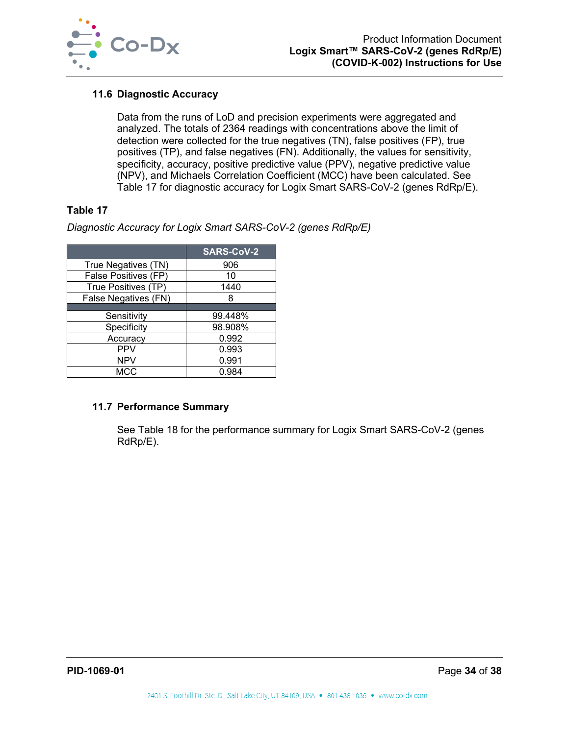### 11.6 Diagnostic Accuracy

Data from the runs of LoD and precision experiments were aggregated and analyzed. The totals of 2364 readings with concentrations above the limit of detection were collected for the true negatives (TN), false positives (FP), true positives (TP), and false negatives (FN). Additionally, the values for sensitivity, specificity, accuracy, positive predictive value (PPV), negative predictive value (NPV), and Michaels Correlation Coefficient (MCC) have been calculated. See Table 17 for diagnostic accuracy for Logix Smart SARS-CoV-2 (genes RdRp/E).

**Table 17**

*Diagnostic Accuracy for Logix Smart SARS-CoV-2 (genes RdRp/E)*

| | SARS-CoV-2 |
|---|---|
| True Negatives (TN) | 906 |
| False Positives (FP) | 10 |
| True Positives (TP) | 1440 |
| False Negatives (FN) | 8 |
| | |
| Sensitivity | 99.448% |
| Specificity | 98.908% |
| Accuracy | 0.992 |
| PPV | 0.993 |
| NPV | 0.991 |
| MCC | 0.984 |

### 11.7 Performance Summary

See Table 18 for the performance summary for Logix Smart SARS-CoV-2 (genes RdRp/E).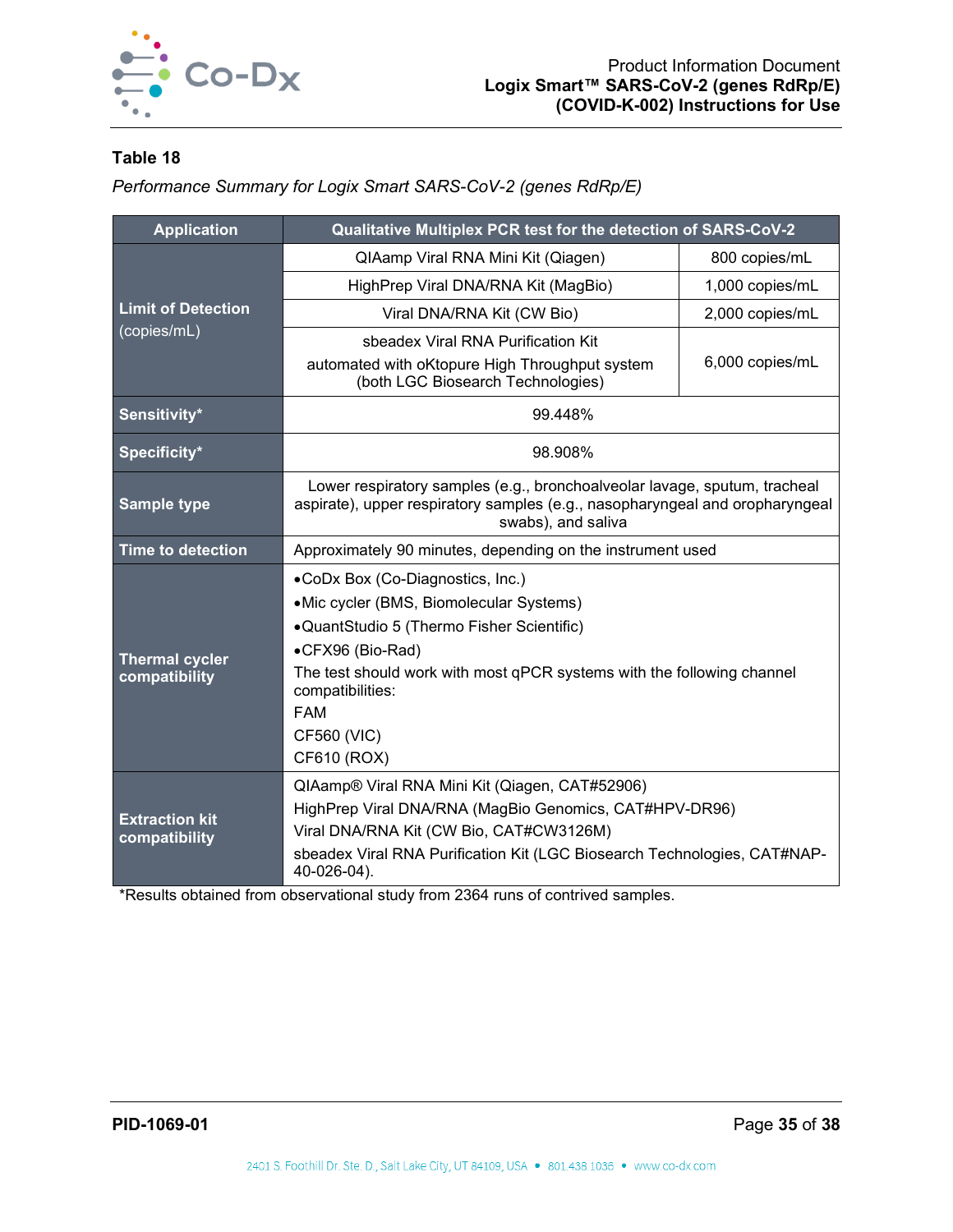**Table 18**

*Performance Summary for Logix Smart SARS-CoV-2 (genes RdRp/E)*

| Application | Qualitative Multiplex PCR test for the detection of SARS-CoV-2 | |
|---|---|---|
| **Limit of Detection** (copies/mL) | QIAamp Viral RNA Mini Kit (Qiagen) | 800 copies/mL |
| | HighPrep Viral DNA/RNA Kit (MagBio) | 1,000 copies/mL |
| | Viral DNA/RNA Kit (CW Bio) | 2,000 copies/mL |
| | sbeadex Viral RNA Purification Kit automated with oKtopure High Throughput system (both LGC Biosearch Technologies) | 6,000 copies/mL |
| **Sensitivity*** | 99.448% | |
| **Specificity*** | 98.908% | |
| **Sample type** | Lower respiratory samples (e.g., bronchoalveolar lavage, sputum, tracheal aspirate), upper respiratory samples (e.g., nasopharyngeal and oropharyngeal swabs), and saliva | |
| **Time to detection** | Approximately 90 minutes, depending on the instrument used | |
| **Thermal cycler compatibility** | •CoDx Box (Co-Diagnostics, Inc.)<br>•Mic cycler (BMS, Biomolecular Systems)<br>•QuantStudio 5 (Thermo Fisher Scientific)<br>•CFX96 (Bio-Rad)<br>The test should work with most qPCR systems with the following channel compatibilities:<br>FAM<br>CF560 (VIC)<br>CF610 (ROX) | |
| **Extraction kit compatibility** | QIAamp® Viral RNA Mini Kit (Qiagen, CAT#52906)<br>HighPrep Viral DNA/RNA (MagBio Genomics, CAT#HPV-DR96)<br>Viral DNA/RNA Kit (CW Bio, CAT#CW3126M)<br>sbeadex Viral RNA Purification Kit (LGC Biosearch Technologies, CAT#NAP-40-026-04). | |

*Results obtained from observational study from 2364 runs of contrived samples.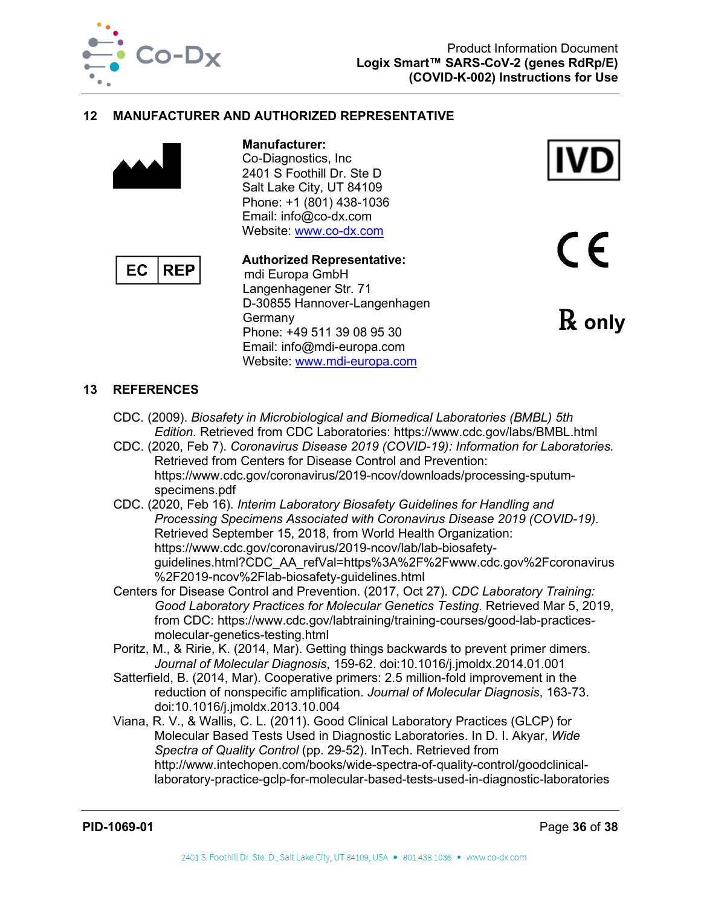## 12 MANUFACTURER AND AUTHORIZED REPRESENTATIVE

**Manufacturer:**
Co-Diagnostics, Inc
2401 S Foothill Dr. Ste D
Salt Lake City, UT 84109
Phone: +1 (801) 438-1036
Email: info@co-dx.com
Website: www.co-dx.com

IVD

EC REP

**Authorized Representative:**
mdi Europa GmbH
Langenhagener Str. 71
D-30855 Hannover-Langenhagen
Germany
Phone: +49 511 39 08 95 30
Email: info@mdi-europa.com
Website: www.mdi-europa.com

CE

℞ only

## 13 REFERENCES

CDC. (2009). *Biosafety in Microbiological and Biomedical Laboratories (BMBL) 5th Edition.* Retrieved from CDC Laboratories: https://www.cdc.gov/labs/BMBL.html

CDC. (2020, Feb 7). *Coronavirus Disease 2019 (COVID-19): Information for Laboratories.* Retrieved from Centers for Disease Control and Prevention: https://www.cdc.gov/coronavirus/2019-ncov/downloads/processing-sputum-specimens.pdf

CDC. (2020, Feb 16). *Interim Laboratory Biosafety Guidelines for Handling and Processing Specimens Associated with Coronavirus Disease 2019 (COVID-19).* Retrieved September 15, 2018, from World Health Organization: https://www.cdc.gov/coronavirus/2019-ncov/lab/lab-biosafety-guidelines.html?CDC_AA_refVal=https%3A%2F%2Fwww.cdc.gov%2Fcoronavirus%2F2019-ncov%2Flab-biosafety-guidelines.html

Centers for Disease Control and Prevention. (2017, Oct 27). *CDC Laboratory Training: Good Laboratory Practices for Molecular Genetics Testing*. Retrieved Mar 5, 2019, from CDC: https://www.cdc.gov/labtraining/training-courses/good-lab-practices-molecular-genetics-testing.html

Poritz, M., & Ririe, K. (2014, Mar). Getting things backwards to prevent primer dimers. *Journal of Molecular Diagnosis*, 159-62. doi:10.1016/j.jmoldx.2014.01.001

Satterfield, B. (2014, Mar). Cooperative primers: 2.5 million-fold improvement in the reduction of nonspecific amplification. *Journal of Molecular Diagnosis*, 163-73. doi:10.1016/j.jmoldx.2013.10.004

Viana, R. V., & Wallis, C. L. (2011). Good Clinical Laboratory Practices (GLCP) for Molecular Based Tests Used in Diagnostic Laboratories. In D. I. Akyar, *Wide Spectra of Quality Control* (pp. 29-52). InTech. Retrieved from http://www.intechopen.com/books/wide-spectra-of-quality-control/goodclinical-laboratory-practice-gclp-for-molecular-based-tests-used-in-diagnostic-laboratories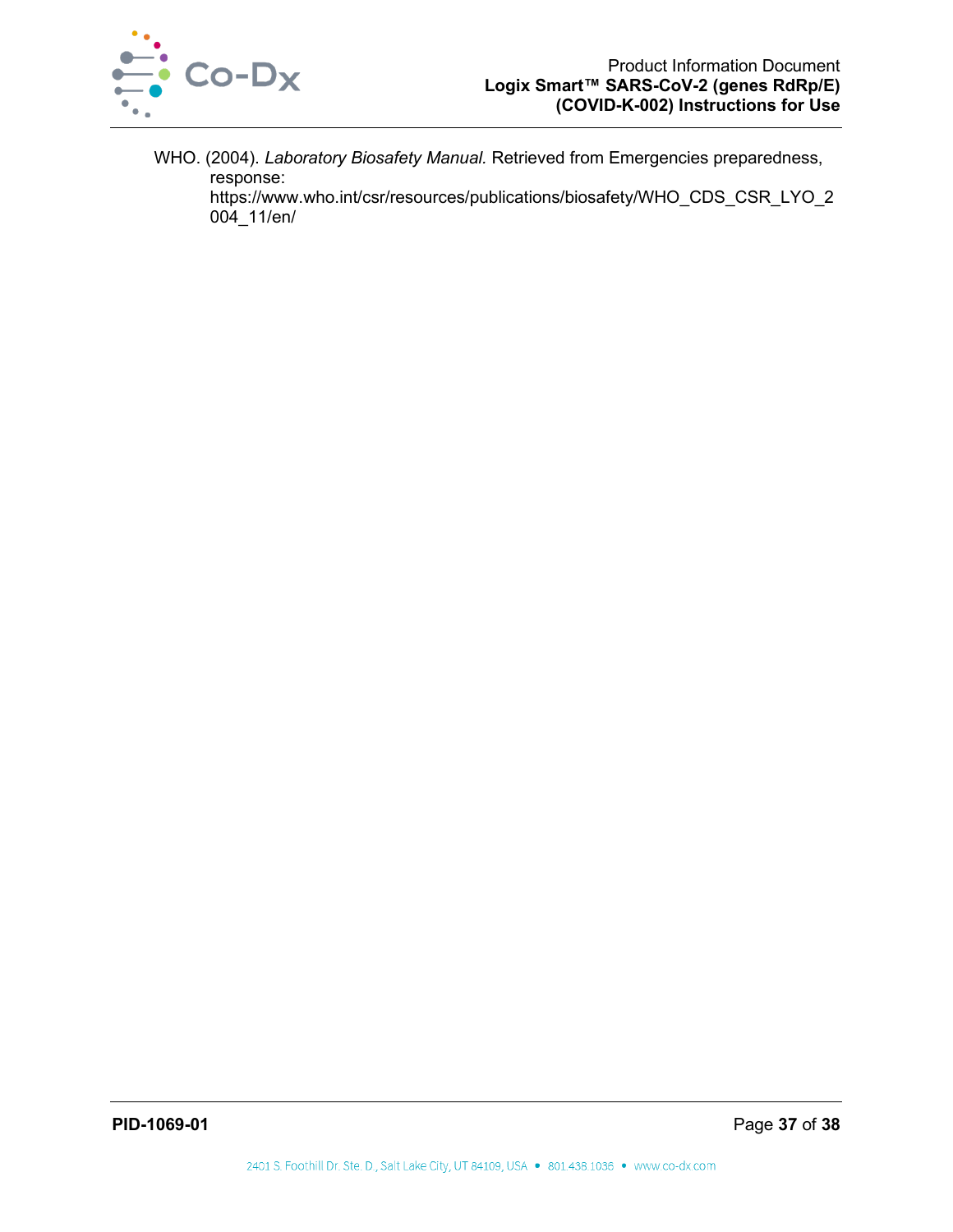WHO. (2004). *Laboratory Biosafety Manual.* Retrieved from Emergencies preparedness, response: https://www.who.int/csr/resources/publications/biosafety/WHO_CDS_CSR_LYO_2004_11/en/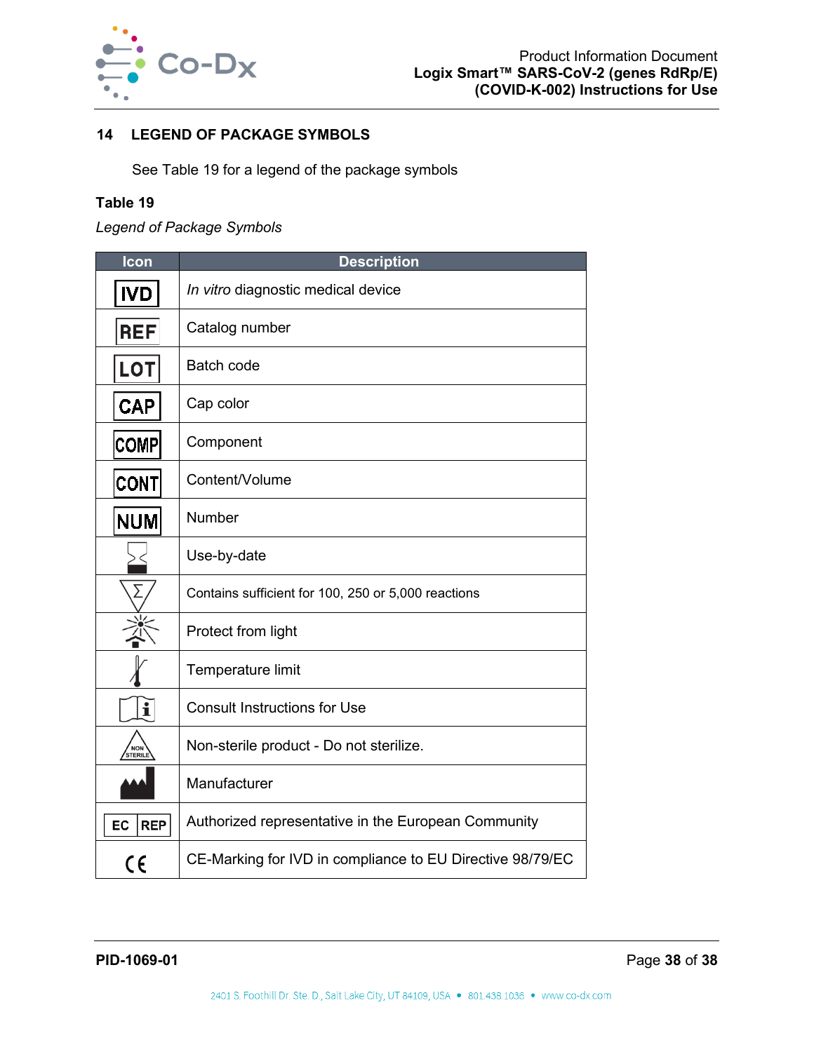## 14 LEGEND OF PACKAGE SYMBOLS

See Table 19 for a legend of the package symbols

**Table 19**

*Legend of Package Symbols*

| Icon | Description |
|---|---|
| IVD | *In vitro* diagnostic medical device |
| REF | Catalog number |
| LOT | Batch code |
| CAP | Cap color |
| COMP | Component |
| CONT | Content/Volume |
| NUM | Number |
| | Use-by-date |
| Σ | Contains sufficient for 100, 250 or 5,000 reactions |
| | Protect from light |
| | Temperature limit |
| i | Consult Instructions for Use |
| NON STERILE | Non-sterile product - Do not sterilize. |
| | Manufacturer |
| EC REP | Authorized representative in the European Community |
| CE | CE-Marking for IVD in compliance to EU Directive 98/79/EC |